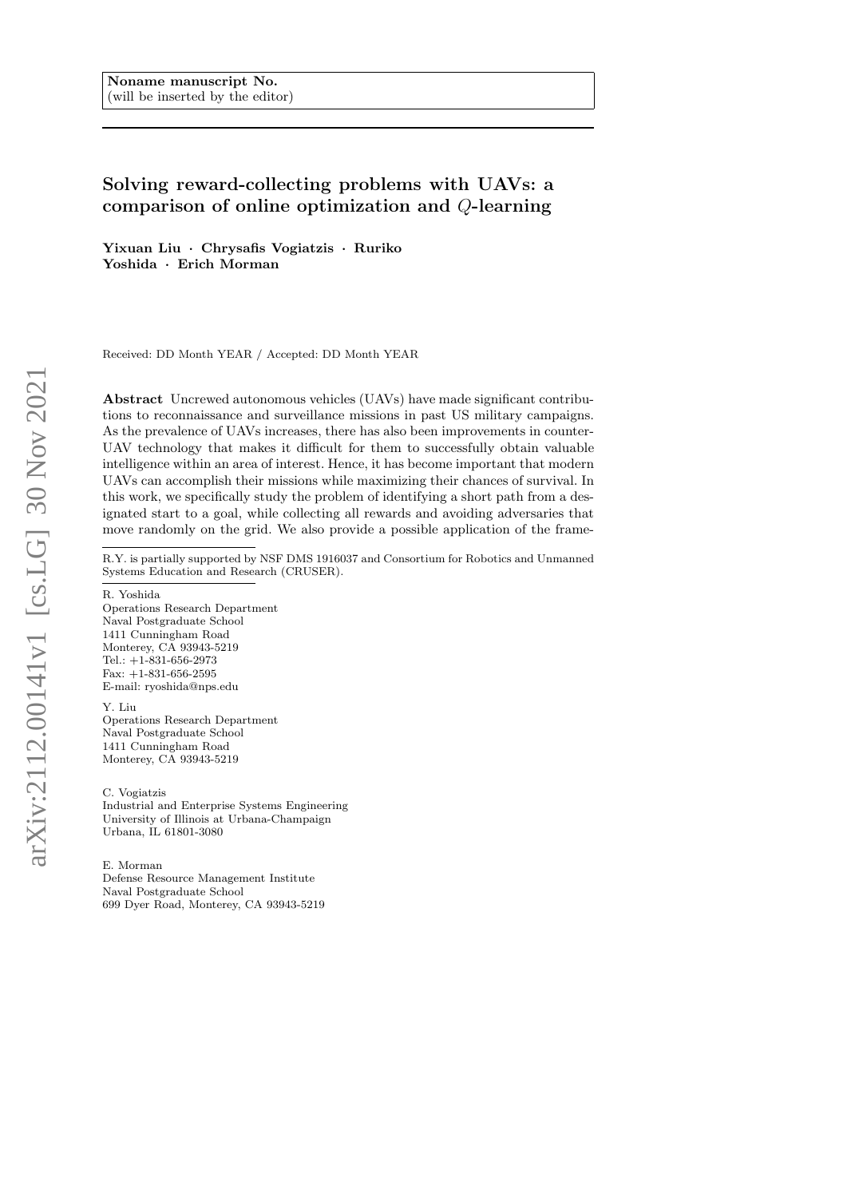**Noname manuscript No.**
(will be inserted by the editor)

# Solving reward-collecting problems with UAVs: a comparison of online optimization and $Q$-learning

**Yixuan Liu · Chrysafis Vogiatzis · Ruriko Yoshida · Erich Morman**

Received: DD Month YEAR / Accepted: DD Month YEAR

**Abstract** Uncrewed autonomous vehicles (UAVs) have made significant contributions to reconnaissance and surveillance missions in past US military campaigns. As the prevalence of UAVs increases, there has also been improvements in counter-UAV technology that makes it difficult for them to successfully obtain valuable intelligence within an area of interest. Hence, it has become important that modern UAVs can accomplish their missions while maximizing their chances of survival. In this work, we specifically study the problem of identifying a short path from a designated start to a goal, while collecting all rewards and avoiding adversaries that move randomly on the grid. We also provide a possible application of the frame-

R.Y. is partially supported by NSF DMS 1916037 and Consortium for Robotics and Unmanned Systems Education and Research (CRUSER).

R. Yoshida
Operations Research Department
Naval Postgraduate School
1411 Cunningham Road
Monterey, CA 93943-5219
Tel.: +1-831-656-2973
Fax: +1-831-656-2595
E-mail: ryoshida@nps.edu

Y. Liu
Operations Research Department
Naval Postgraduate School
1411 Cunningham Road
Monterey, CA 93943-5219

C. Vogiatzis
Industrial and Enterprise Systems Engineering
University of Illinois at Urbana-Champaign
Urbana, IL 61801-3080

E. Morman
Defense Resource Management Institute
Naval Postgraduate School
699 Dyer Road, Monterey, CA 93943-5219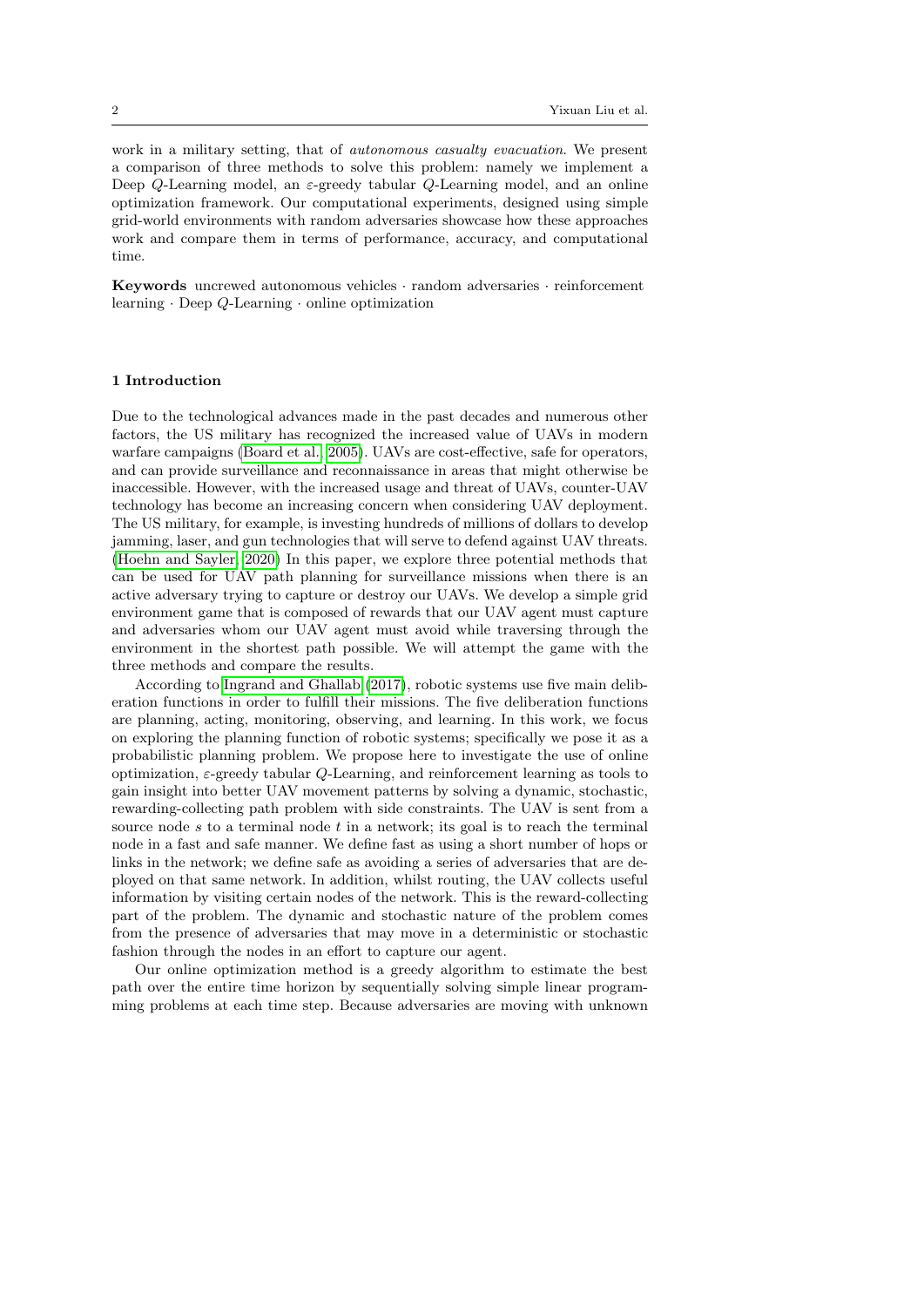work in a military setting, that of *autonomous casualty evacuation*. We present a comparison of three methods to solve this problem: namely we implement a Deep $Q$-Learning model, an $\varepsilon$-greedy tabular $Q$-Learning model, and an online optimization framework. Our computational experiments, designed using simple grid-world environments with random adversaries showcase how these approaches work and compare them in terms of performance, accuracy, and computational time.

**Keywords** uncrewed autonomous vehicles · random adversaries · reinforcement learning · Deep $Q$-Learning · online optimization

## 1 Introduction

Due to the technological advances made in the past decades and numerous other factors, the US military has recognized the increased value of UAVs in modern warfare campaigns (Board et al., 2005). UAVs are cost-effective, safe for operators, and can provide surveillance and reconnaissance in areas that might otherwise be inaccessible. However, with the increased usage and threat of UAVs, counter-UAV technology has become an increasing concern when considering UAV deployment. The US military, for example, is investing hundreds of millions of dollars to develop jamming, laser, and gun technologies that will serve to defend against UAV threats. (Hoehn and Sayler, 2020) In this paper, we explore three potential methods that can be used for UAV path planning for surveillance missions when there is an active adversary trying to capture or destroy our UAVs. We develop a simple grid environment game that is composed of rewards that our UAV agent must capture and adversaries whom our UAV agent must avoid while traversing through the environment in the shortest path possible. We will attempt the game with the three methods and compare the results.

According to Ingrand and Ghallab (2017), robotic systems use five main deliberation functions in order to fulfill their missions. The five deliberation functions are planning, acting, monitoring, observing, and learning. In this work, we focus on exploring the planning function of robotic systems; specifically we pose it as a probabilistic planning problem. We propose here to investigate the use of online optimization, $\varepsilon$-greedy tabular $Q$-Learning, and reinforcement learning as tools to gain insight into better UAV movement patterns by solving a dynamic, stochastic, rewarding-collecting path problem with side constraints. The UAV is sent from a source node $s$ to a terminal node $t$ in a network; its goal is to reach the terminal node in a fast and safe manner. We define fast as using a short number of hops or links in the network; we define safe as avoiding a series of adversaries that are deployed on that same network. In addition, whilst routing, the UAV collects useful information by visiting certain nodes of the network. This is the reward-collecting part of the problem. The dynamic and stochastic nature of the problem comes from the presence of adversaries that may move in a deterministic or stochastic fashion through the nodes in an effort to capture our agent.

Our online optimization method is a greedy algorithm to estimate the best path over the entire time horizon by sequentially solving simple linear programming problems at each time step. Because adversaries are moving with unknown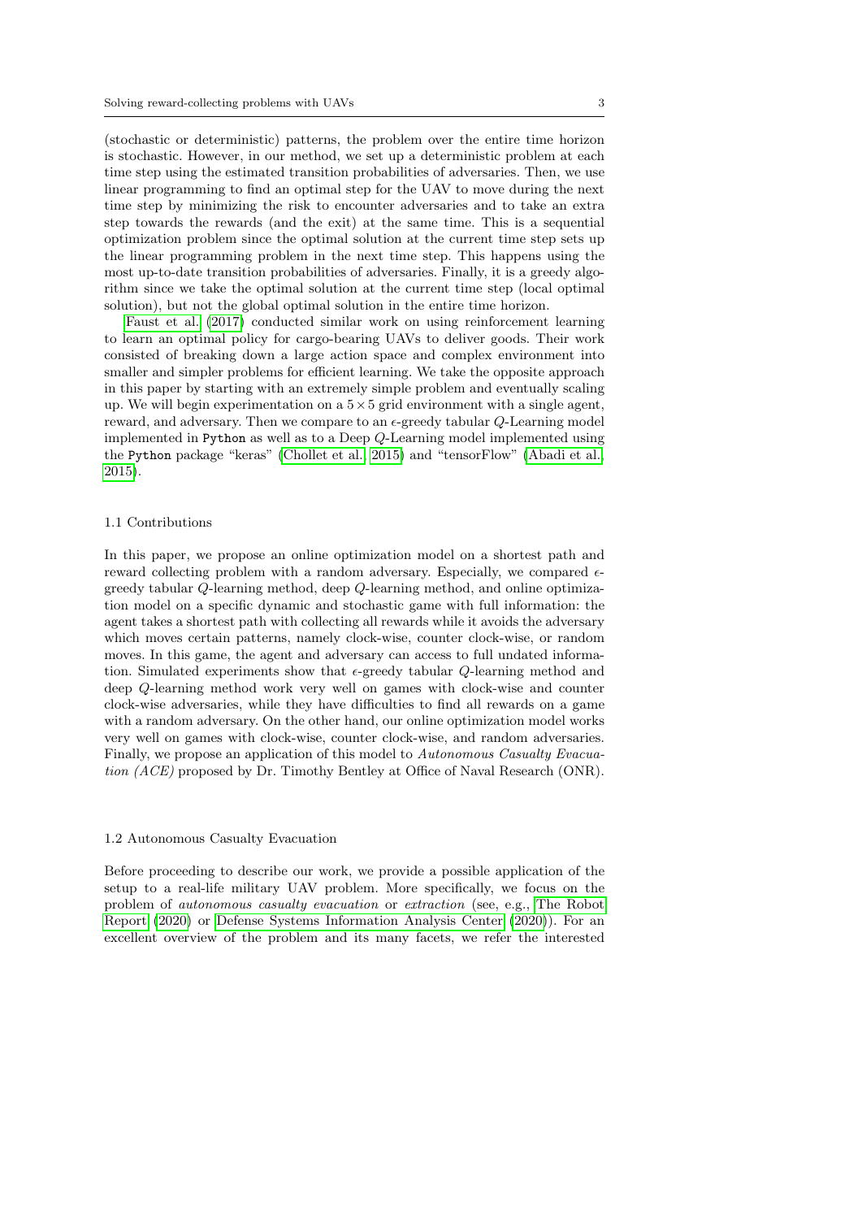(stochastic or deterministic) patterns, the problem over the entire time horizon is stochastic. However, in our method, we set up a deterministic problem at each time step using the estimated transition probabilities of adversaries. Then, we use linear programming to find an optimal step for the UAV to move during the next time step by minimizing the risk to encounter adversaries and to take an extra step towards the rewards (and the exit) at the same time. This is a sequential optimization problem since the optimal solution at the current time step sets up the linear programming problem in the next time step. This happens using the most up-to-date transition probabilities of adversaries. Finally, it is a greedy algorithm since we take the optimal solution at the current time step (local optimal solution), but not the global optimal solution in the entire time horizon.

Faust et al. (2017) conducted similar work on using reinforcement learning to learn an optimal policy for cargo-bearing UAVs to deliver goods. Their work consisted of breaking down a large action space and complex environment into smaller and simpler problems for efficient learning. We take the opposite approach in this paper by starting with an extremely simple problem and eventually scaling up. We will begin experimentation on a $5 \times 5$ grid environment with a single agent, reward, and adversary. Then we compare to an $\epsilon$-greedy tabular $Q$-Learning model implemented in `Python` as well as to a Deep $Q$-Learning model implemented using the `Python` package "keras" (Chollet et al. 2015) and "tensorFlow" (Abadi et al. 2015).

### 1.1 Contributions

In this paper, we propose an online optimization model on a shortest path and reward collecting problem with a random adversary. Especially, we compared $\epsilon$-greedy tabular $Q$-learning method, deep $Q$-learning method, and online optimization model on a specific dynamic and stochastic game with full information: the agent takes a shortest path with collecting all rewards while it avoids the adversary which moves certain patterns, namely clock-wise, counter clock-wise, or random moves. In this game, the agent and adversary can access to full undated information. Simulated experiments show that $\epsilon$-greedy tabular $Q$-learning method and deep $Q$-learning method work very well on games with clock-wise and counter clock-wise adversaries, while they have difficulties to find all rewards on a game with a random adversary. On the other hand, our online optimization model works very well on games with clock-wise, counter clock-wise, and random adversaries. Finally, we propose an application of this model to *Autonomous Casualty Evacuation (ACE)* proposed by Dr. Timothy Bentley at Office of Naval Research (ONR).

### 1.2 Autonomous Casualty Evacuation

Before proceeding to describe our work, we provide a possible application of the setup to a real-life military UAV problem. More specifically, we focus on the problem of *autonomous casualty evacuation* or *extraction* (see, e.g., The Robot Report (2020) or Defense Systems Information Analysis Center (2020)). For an excellent overview of the problem and its many facets, we refer the interested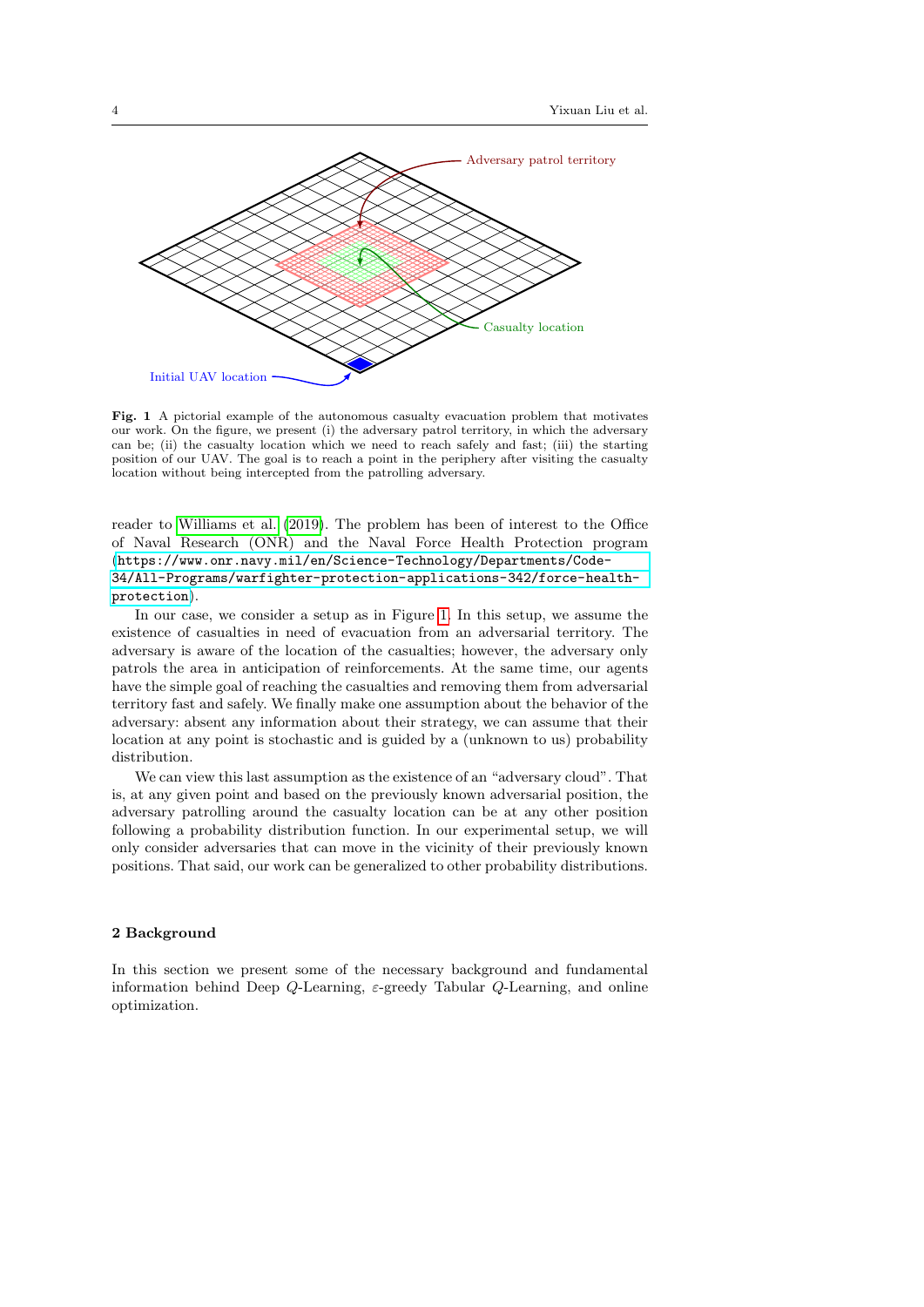Fig. 1 A pictorial example of the autonomous casualty evacuation problem that motivates our work. On the figure, we present (i) the adversary patrol territory, in which the adversary can be; (ii) the casualty location which we need to reach safely and fast; (iii) the starting position of our UAV. The goal is to reach a point in the periphery after visiting the casualty location without being intercepted from the patrolling adversary.

reader to Williams et al. (2019). The problem has been of interest to the Office of Naval Research (ONR) and the Naval Force Health Protection program (https://www.onr.navy.mil/en/Science-Technology/Departments/Code-34/All-Programs/warfighter-protection-applications-342/force-health-protection).

In our case, we consider a setup as in Figure 1. In this setup, we assume the existence of casualties in need of evacuation from an adversarial territory. The adversary is aware of the location of the casualties; however, the adversary only patrols the area in anticipation of reinforcements. At the same time, our agents have the simple goal of reaching the casualties and removing them from adversarial territory fast and safely. We finally make one assumption about the behavior of the adversary: absent any information about their strategy, we can assume that their location at any point is stochastic and is guided by a (unknown to us) probability distribution.

We can view this last assumption as the existence of an "adversary cloud". That is, at any given point and based on the previously known adversarial position, the adversary patrolling around the casualty location can be at any other position following a probability distribution function. In our experimental setup, we will only consider adversaries that can move in the vicinity of their previously known positions. That said, our work can be generalized to other probability distributions.

## 2 Background

In this section we present some of the necessary background and fundamental information behind Deep $Q$-Learning, $\varepsilon$-greedy Tabular $Q$-Learning, and online optimization.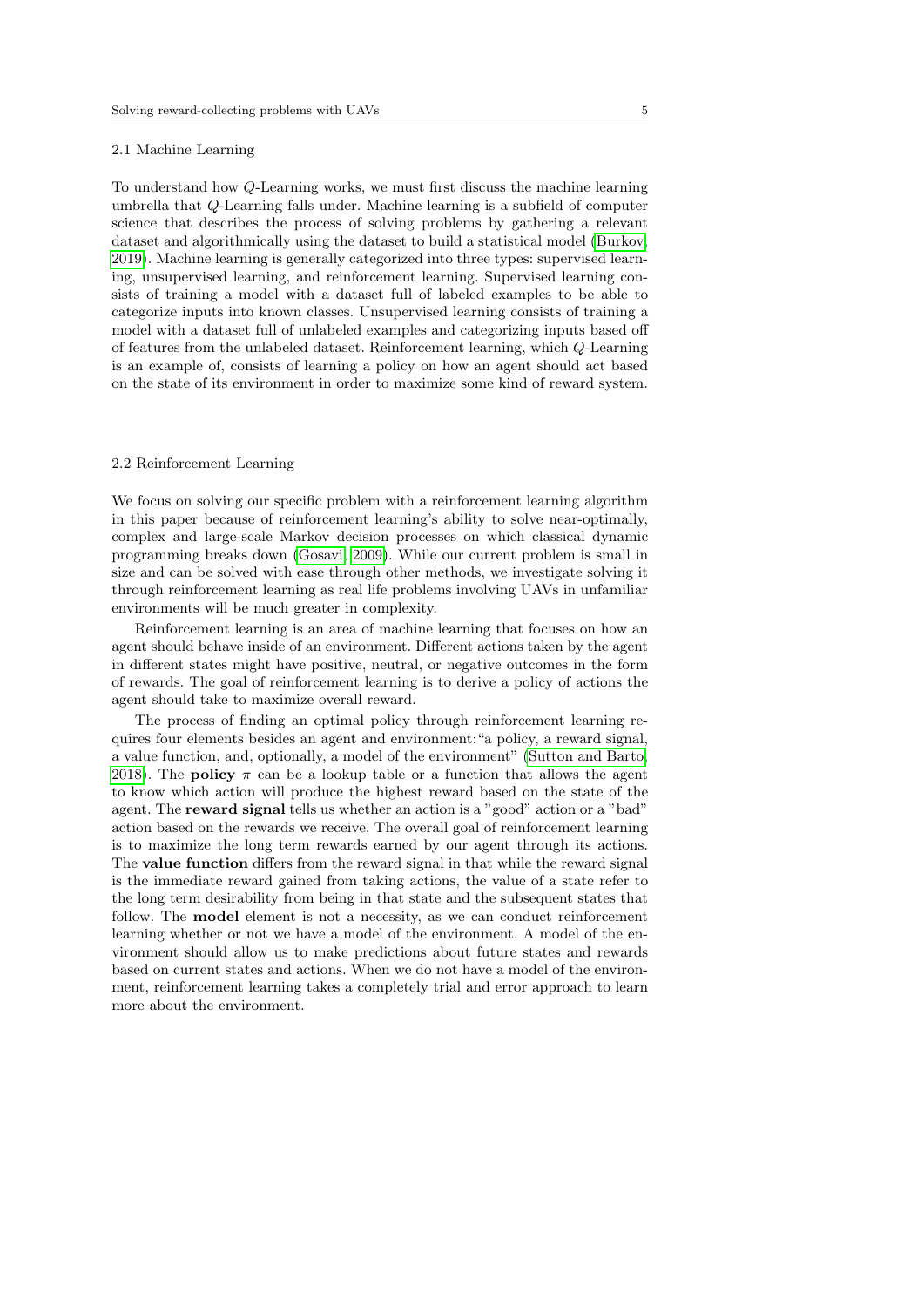### 2.1 Machine Learning

To understand how $Q$-Learning works, we must first discuss the machine learning umbrella that $Q$-Learning falls under. Machine learning is a subfield of computer science that describes the process of solving problems by gathering a relevant dataset and algorithmically using the dataset to build a statistical model (Burkov, 2019). Machine learning is generally categorized into three types: supervised learning, unsupervised learning, and reinforcement learning. Supervised learning consists of training a model with a dataset full of labeled examples to be able to categorize inputs into known classes. Unsupervised learning consists of training a model with a dataset full of unlabeled examples and categorizing inputs based off of features from the unlabeled dataset. Reinforcement learning, which $Q$-Learning is an example of, consists of learning a policy on how an agent should act based on the state of its environment in order to maximize some kind of reward system.

### 2.2 Reinforcement Learning

We focus on solving our specific problem with a reinforcement learning algorithm in this paper because of reinforcement learning's ability to solve near-optimally, complex and large-scale Markov decision processes on which classical dynamic programming breaks down (Gosavi, 2009). While our current problem is small in size and can be solved with ease through other methods, we investigate solving it through reinforcement learning as real life problems involving UAVs in unfamiliar environments will be much greater in complexity.

Reinforcement learning is an area of machine learning that focuses on how an agent should behave inside of an environment. Different actions taken by the agent in different states might have positive, neutral, or negative outcomes in the form of rewards. The goal of reinforcement learning is to derive a policy of actions the agent should take to maximize overall reward.

The process of finding an optimal policy through reinforcement learning requires four elements besides an agent and environment: "a policy, a reward signal, a value function, and, optionally, a model of the environment" (Sutton and Barto, 2018). The **policy** $\pi$ can be a lookup table or a function that allows the agent to know which action will produce the highest reward based on the state of the agent. The **reward signal** tells us whether an action is a "good" action or a "bad" action based on the rewards we receive. The overall goal of reinforcement learning is to maximize the long term rewards earned by our agent through its actions. The **value function** differs from the reward signal in that while the reward signal is the immediate reward gained from taking actions, the value of a state refer to the long term desirability from being in that state and the subsequent states that follow. The **model** element is not a necessity, as we can conduct reinforcement learning whether or not we have a model of the environment. A model of the environment should allow us to make predictions about future states and rewards based on current states and actions. When we do not have a model of the environment, reinforcement learning takes a completely trial and error approach to learn more about the environment.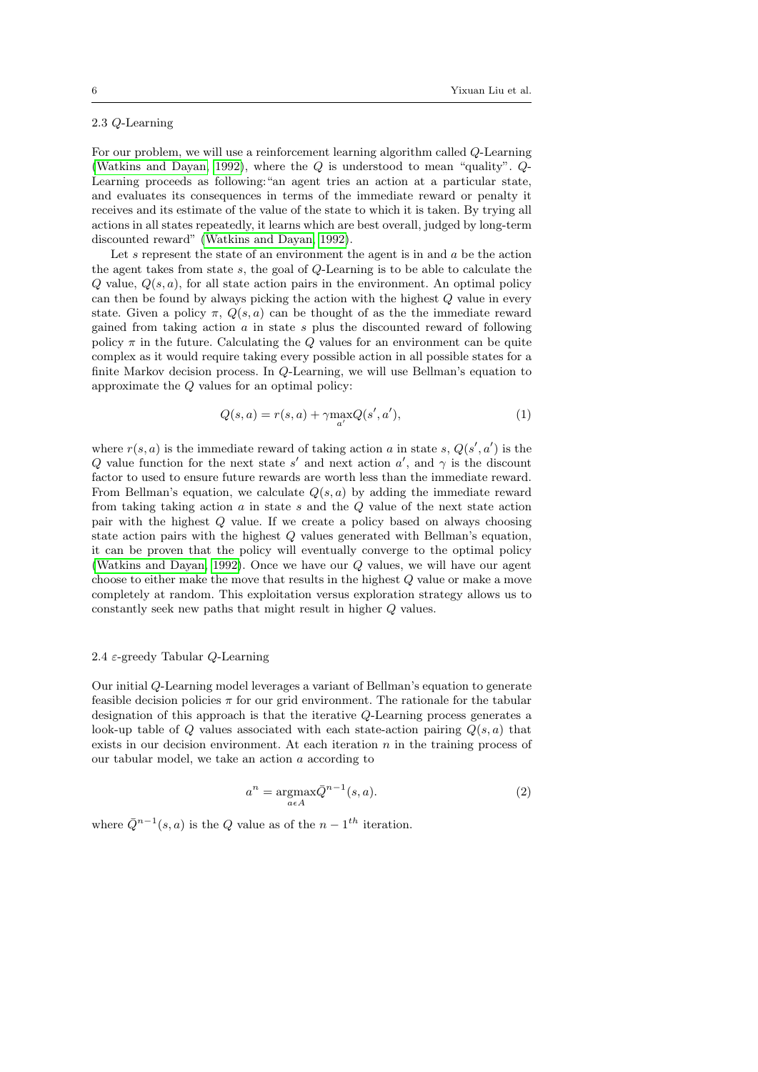### 2.3 $Q$-Learning

For our problem, we will use a reinforcement learning algorithm called $Q$-Learning (Watkins and Dayan, 1992), where the $Q$ is understood to mean "quality". $Q$-Learning proceeds as following: "an agent tries an action at a particular state, and evaluates its consequences in terms of the immediate reward or penalty it receives and its estimate of the value of the state to which it is taken. By trying all actions in all states repeatedly, it learns which are best overall, judged by long-term discounted reward" (Watkins and Dayan, 1992).

Let $s$ represent the state of an environment the agent is in and $a$ be the action the agent takes from state $s$, the goal of $Q$-Learning is to be able to calculate the $Q$ value, $Q(s, a)$, for all state action pairs in the environment. An optimal policy can then be found by always picking the action with the highest $Q$ value in every state. Given a policy $\pi$, $Q(s, a)$ can be thought of as the the immediate reward gained from taking action $a$ in state $s$ plus the discounted reward of following policy $\pi$ in the future. Calculating the $Q$ values for an environment can be quite complex as it would require taking every possible action in all possible states for a finite Markov decision process. In $Q$-Learning, we will use Bellman's equation to approximate the $Q$ values for an optimal policy:

$$Q(s, a) = r(s, a) + \gamma \max_{a'} Q(s', a'), \tag{1}$$

where $r(s, a)$ is the immediate reward of taking action $a$ in state $s$, $Q(s', a')$ is the $Q$ value function for the next state $s'$ and next action $a'$, and $\gamma$ is the discount factor to used to ensure future rewards are worth less than the immediate reward. From Bellman's equation, we calculate $Q(s, a)$ by adding the immediate reward from taking taking action $a$ in state $s$ and the $Q$ value of the next state action pair with the highest $Q$ value. If we create a policy based on always choosing state action pairs with the highest $Q$ values generated with Bellman's equation, it can be proven that the policy will eventually converge to the optimal policy (Watkins and Dayan, 1992). Once we have our $Q$ values, we will have our agent choose to either make the move that results in the highest $Q$ value or make a move completely at random. This exploitation versus exploration strategy allows us to constantly seek new paths that might result in higher $Q$ values.

### 2.4 $\varepsilon$-greedy Tabular $Q$-Learning

Our initial $Q$-Learning model leverages a variant of Bellman's equation to generate feasible decision policies $\pi$ for our grid environment. The rationale for the tabular designation of this approach is that the iterative $Q$-Learning process generates a look-up table of $Q$ values associated with each state-action pairing $Q(s, a)$ that exists in our decision environment. At each iteration $n$ in the training process of our tabular model, we take an action $a$ according to

$$a^n = \operatorname*{argmax}_{a \epsilon A} \bar{Q}^{n-1}(s, a). \tag{2}$$

where $\bar{Q}^{n-1}(s, a)$ is the $Q$ value as of the $n - 1^{th}$ iteration.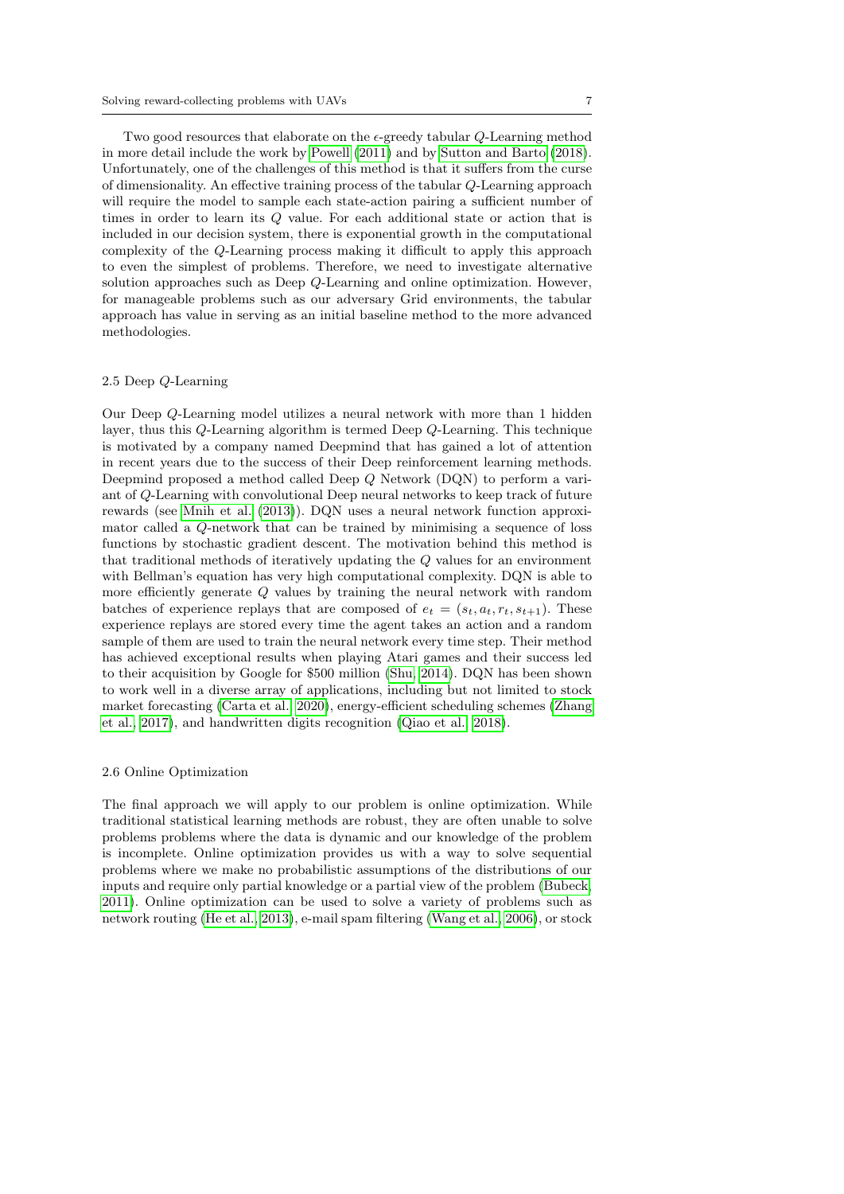Two good resources that elaborate on the $\epsilon$-greedy tabular $Q$-Learning method in more detail include the work by Powell (2011) and by Sutton and Barto (2018). Unfortunately, one of the challenges of this method is that it suffers from the curse of dimensionality. An effective training process of the tabular $Q$-Learning approach will require the model to sample each state-action pairing a sufficient number of times in order to learn its $Q$ value. For each additional state or action that is included in our decision system, there is exponential growth in the computational complexity of the $Q$-Learning process making it difficult to apply this approach to even the simplest of problems. Therefore, we need to investigate alternative solution approaches such as Deep $Q$-Learning and online optimization. However, for manageable problems such as our adversary Grid environments, the tabular approach has value in serving as an initial baseline method to the more advanced methodologies.

### 2.5 Deep $Q$-Learning

Our Deep $Q$-Learning model utilizes a neural network with more than 1 hidden layer, thus this $Q$-Learning algorithm is termed Deep $Q$-Learning. This technique is motivated by a company named Deepmind that has gained a lot of attention in recent years due to the success of their Deep reinforcement learning methods. Deepmind proposed a method called Deep $Q$ Network (DQN) to perform a variant of $Q$-Learning with convolutional Deep neural networks to keep track of future rewards (see Mnih et al. (2013)). DQN uses a neural network function approximator called a $Q$-network that can be trained by minimising a sequence of loss functions by stochastic gradient descent. The motivation behind this method is that traditional methods of iteratively updating the $Q$ values for an environment with Bellman's equation has very high computational complexity. DQN is able to more efficiently generate $Q$ values by training the neural network with random batches of experience replays that are composed of $e_t = (s_t, a_t, r_t, s_{t+1})$. These experience replays are stored every time the agent takes an action and a random sample of them are used to train the neural network every time step. Their method has achieved exceptional results when playing Atari games and their success led to their acquisition by Google for \$500 million (Shu, 2014). DQN has been shown to work well in a diverse array of applications, including but not limited to stock market forecasting (Carta et al., 2020), energy-efficient scheduling schemes (Zhang et al., 2017), and handwritten digits recognition (Qiao et al., 2018).

### 2.6 Online Optimization

The final approach we will apply to our problem is online optimization. While traditional statistical learning methods are robust, they are often unable to solve problems problems where the data is dynamic and our knowledge of the problem is incomplete. Online optimization provides us with a way to solve sequential problems where we make no probabilistic assumptions of the distributions of our inputs and require only partial knowledge or a partial view of the problem (Bubeck, 2011). Online optimization can be used to solve a variety of problems such as network routing (He et al., 2013), e-mail spam filtering (Wang et al., 2006), or stock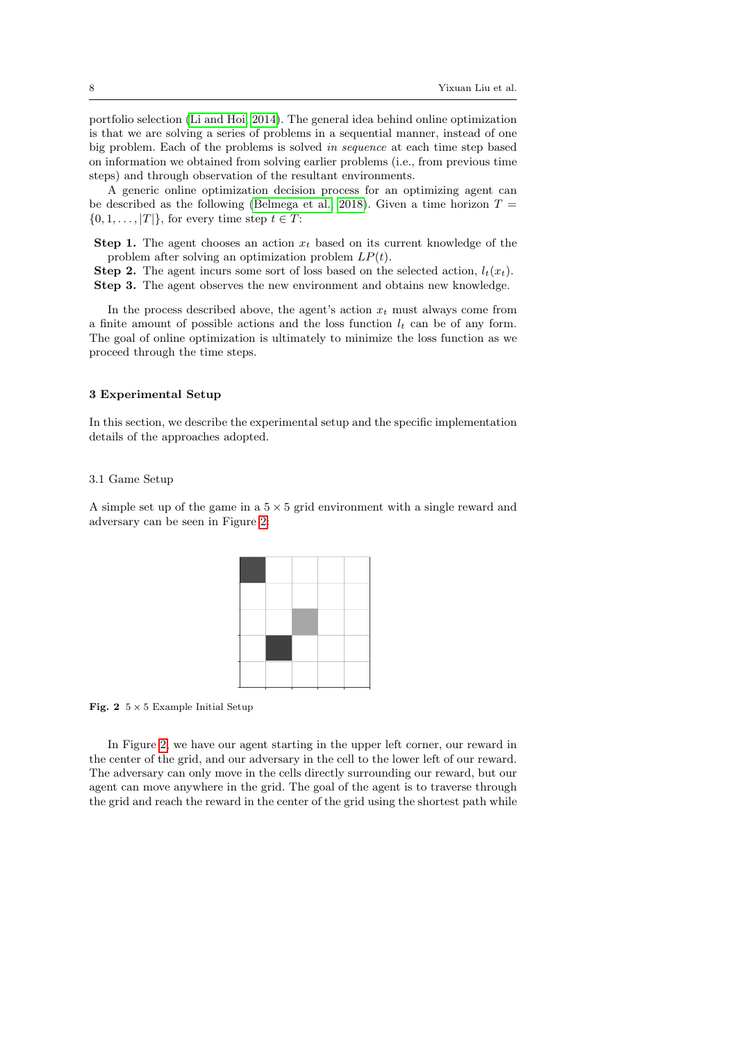portfolio selection (Li and Hoi, 2014). The general idea behind online optimization is that we are solving a series of problems in a sequential manner, instead of one big problem. Each of the problems is solved *in sequence* at each time step based on information we obtained from solving earlier problems (i.e., from previous time steps) and through observation of the resultant environments.

A generic online optimization decision process for an optimizing agent can be described as the following (Belmega et al., 2018). Given a time horizon $T = \{0, 1, \ldots, |T|\}$, for every time step $t \in T$:

**Step 1.** The agent chooses an action $x_t$ based on its current knowledge of the problem after solving an optimization problem $LP(t)$.
**Step 2.** The agent incurs some sort of loss based on the selected action, $l_t(x_t)$.
**Step 3.** The agent observes the new environment and obtains new knowledge.

In the process described above, the agent's action $x_t$ must always come from a finite amount of possible actions and the loss function $l_t$ can be of any form. The goal of online optimization is ultimately to minimize the loss function as we proceed through the time steps.

## 3 Experimental Setup

In this section, we describe the experimental setup and the specific implementation details of the approaches adopted.

### 3.1 Game Setup

A simple set up of the game in a $5 \times 5$ grid environment with a single reward and adversary can be seen in Figure 2:

**Fig. 2** $5 \times 5$ Example Initial Setup

In Figure 2, we have our agent starting in the upper left corner, our reward in the center of the grid, and our adversary in the cell to the lower left of our reward. The adversary can only move in the cells directly surrounding our reward, but our agent can move anywhere in the grid. The goal of the agent is to traverse through the grid and reach the reward in the center of the grid using the shortest path while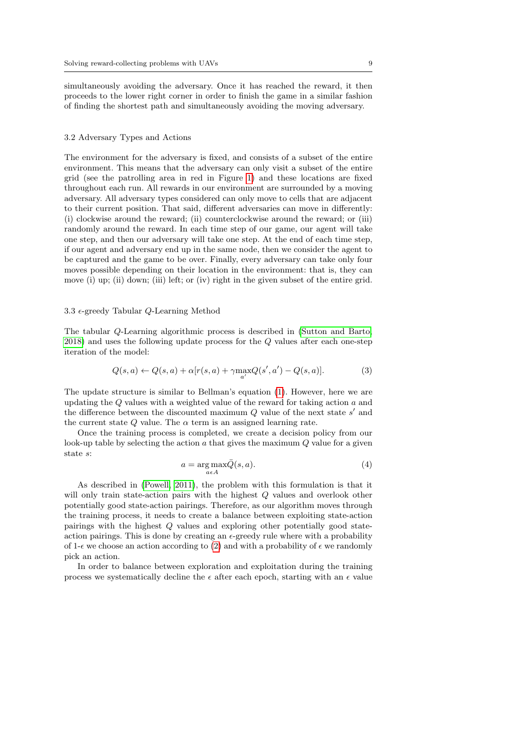simultaneously avoiding the adversary. Once it has reached the reward, it then proceeds to the lower right corner in order to finish the game in a similar fashion of finding the shortest path and simultaneously avoiding the moving adversary.

### 3.2 Adversary Types and Actions

The environment for the adversary is fixed, and consists of a subset of the entire environment. This means that the adversary can only visit a subset of the entire grid (see the patrolling area in red in Figure 1) and these locations are fixed throughout each run. All rewards in our environment are surrounded by a moving adversary. All adversary types considered can only move to cells that are adjacent to their current position. That said, different adversaries can move in differently: (i) clockwise around the reward; (ii) counterclockwise around the reward; or (iii) randomly around the reward. In each time step of our game, our agent will take one step, and then our adversary will take one step. At the end of each time step, if our agent and adversary end up in the same node, then we consider the agent to be captured and the game to be over. Finally, every adversary can take only four moves possible depending on their location in the environment: that is, they can move (i) up; (ii) down; (iii) left; or (iv) right in the given subset of the entire grid.

### 3.3 $\epsilon$-greedy Tabular $Q$-Learning Method

The tabular $Q$-Learning algorithmic process is described in (Sutton and Barto, 2018) and uses the following update process for the $Q$ values after each one-step iteration of the model:

$$Q(s,a) \leftarrow Q(s,a) + \alpha[r(s,a) + \gamma \max_{a'} Q(s',a') - Q(s,a)]. \tag{3}$$

The update structure is similar to Bellman's equation (1). However, here we are updating the $Q$ values with a weighted value of the reward for taking action $a$ and the difference between the discounted maximum $Q$ value of the next state $s'$ and the current state $Q$ value. The $\alpha$ term is an assigned learning rate.

Once the training process is completed, we create a decision policy from our look-up table by selecting the action $a$ that gives the maximum $Q$ value for a given state $s$:

$$a = \arg\max_{a \epsilon A} \bar{Q}(s,a). \tag{4}$$

As described in (Powell, 2011), the problem with this formulation is that it will only train state-action pairs with the highest $Q$ values and overlook other potentially good state-action pairings. Therefore, as our algorithm moves through the training process, it needs to create a balance between exploiting state-action pairings with the highest $Q$ values and exploring other potentially good state-action pairings. This is done by creating an $\epsilon$-greedy rule where with a probability of 1-$\epsilon$ we choose an action according to (2) and with a probability of $\epsilon$ we randomly pick an action.

In order to balance between exploration and exploitation during the training process we systematically decline the $\epsilon$ after each epoch, starting with an $\epsilon$ value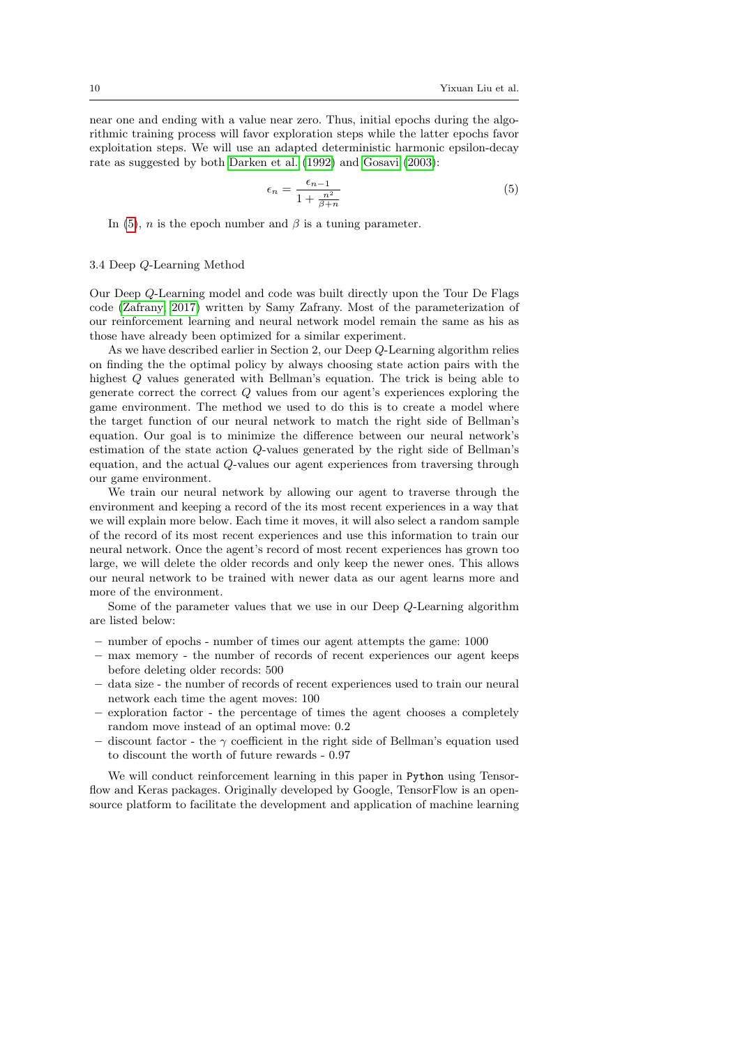near one and ending with a value near zero. Thus, initial epochs during the algorithmic training process will favor exploration steps while the latter epochs favor exploitation steps. We will use an adapted deterministic harmonic epsilon-decay rate as suggested by both Darken et al. (1992) and Gosavi (2003):

$$\epsilon_n = \frac{\epsilon_{n-1}}{1 + \frac{n^2}{\beta + n}} \tag{5}$$

In (5), $n$ is the epoch number and $\beta$ is a tuning parameter.

### 3.4 Deep $Q$-Learning Method

Our Deep $Q$-Learning model and code was built directly upon the Tour De Flags code (Zafrany, 2017) written by Samy Zafrany. Most of the parameterization of our reinforcement learning and neural network model remain the same as his as those have already been optimized for a similar experiment.

As we have described earlier in Section 2, our Deep $Q$-Learning algorithm relies on finding the the optimal policy by always choosing state action pairs with the highest $Q$ values generated with Bellman's equation. The trick is being able to generate correct the correct $Q$ values from our agent's experiences exploring the game environment. The method we used to do this is to create a model where the target function of our neural network to match the right side of Bellman's equation. Our goal is to minimize the difference between our neural network's estimation of the state action $Q$-values generated by the right side of Bellman's equation, and the actual $Q$-values our agent experiences from traversing through our game environment.

We train our neural network by allowing our agent to traverse through the environment and keeping a record of the its most recent experiences in a way that we will explain more below. Each time it moves, it will also select a random sample of the record of its most recent experiences and use this information to train our neural network. Once the agent's record of most recent experiences has grown too large, we will delete the older records and only keep the newer ones. This allows our neural network to be trained with newer data as our agent learns more and more of the environment.

Some of the parameter values that we use in our Deep $Q$-Learning algorithm are listed below:

- number of epochs - number of times our agent attempts the game: 1000
- max memory - the number of records of recent experiences our agent keeps before deleting older records: 500
- data size - the number of records of recent experiences used to train our neural network each time the agent moves: 100
- exploration factor - the percentage of times the agent chooses a completely random move instead of an optimal move: 0.2
- discount factor - the $\gamma$ coefficient in the right side of Bellman's equation used to discount the worth of future rewards - 0.97

We will conduct reinforcement learning in this paper in `Python` using Tensorflow and Keras packages. Originally developed by Google, TensorFlow is an open-source platform to facilitate the development and application of machine learning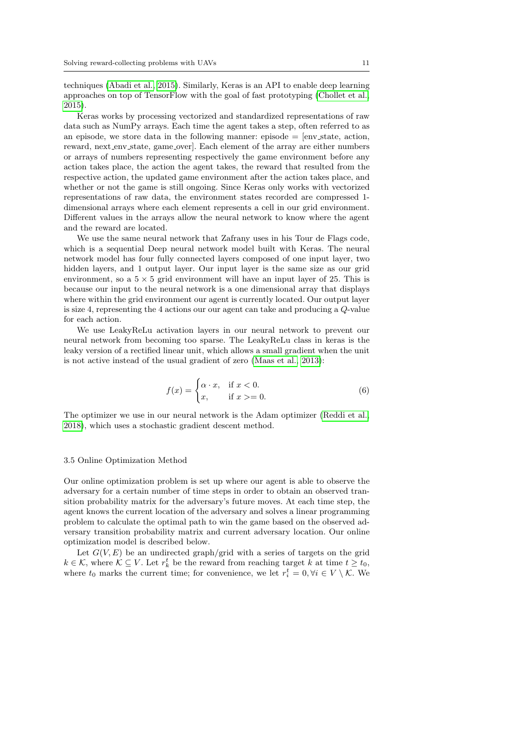techniques (Abadi et al., 2015). Similarly, Keras is an API to enable deep learning approaches on top of TensorFlow with the goal of fast prototyping (Chollet et al., 2015).

Keras works by processing vectorized and standardized representations of raw data such as NumPy arrays. Each time the agent takes a step, often referred to as an episode, we store data in the following manner: episode = [env_state, action, reward, next_env_state, game_over]. Each element of the array are either numbers or arrays of numbers representing respectively the game environment before any action takes place, the action the agent takes, the reward that resulted from the respective action, the updated game environment after the action takes place, and whether or not the game is still ongoing. Since Keras only works with vectorized representations of raw data, the environment states recorded are compressed 1-dimensional arrays where each element represents a cell in our grid environment. Different values in the arrays allow the neural network to know where the agent and the reward are located.

We use the same neural network that Zafrany uses in his Tour de Flags code, which is a sequential Deep neural network model built with Keras. The neural network model has four fully connected layers composed of one input layer, two hidden layers, and 1 output layer. Our input layer is the same size as our grid environment, so a $5 \times 5$ grid environment will have an input layer of 25. This is because our input to the neural network is a one dimensional array that displays where within the grid environment our agent is currently located. Our output layer is size 4, representing the 4 actions our our agent can take and producing a $Q$-value for each action.

We use LeakyReLu activation layers in our neural network to prevent our neural network from becoming too sparse. The LeakyReLu class in keras is the leaky version of a rectified linear unit, which allows a small gradient when the unit is not active instead of the usual gradient of zero (Maas et al., 2013):

$$f(x) = \begin{cases} \alpha \cdot x, & \text{if } x < 0. \\ x, & \text{if } x >= 0. \end{cases} \tag{6}$$

The optimizer we use in our neural network is the Adam optimizer (Reddi et al., 2018), which uses a stochastic gradient descent method.

### 3.5 Online Optimization Method

Our online optimization problem is set up where our agent is able to observe the adversary for a certain number of time steps in order to obtain an observed transition probability matrix for the adversary's future moves. At each time step, the agent knows the current location of the adversary and solves a linear programming problem to calculate the optimal path to win the game based on the observed adversary transition probability matrix and current adversary location. Our online optimization model is described below.

Let $G(V, E)$ be an undirected graph/grid with a series of targets on the grid $k \in \mathcal{K}$, where $\mathcal{K} \subseteq V$. Let $r_k^t$ be the reward from reaching target $k$ at time $t \geq t_0$, where $t_0$ marks the current time; for convenience, we let $r_i^t = 0, \forall i \in V \setminus \mathcal{K}$. We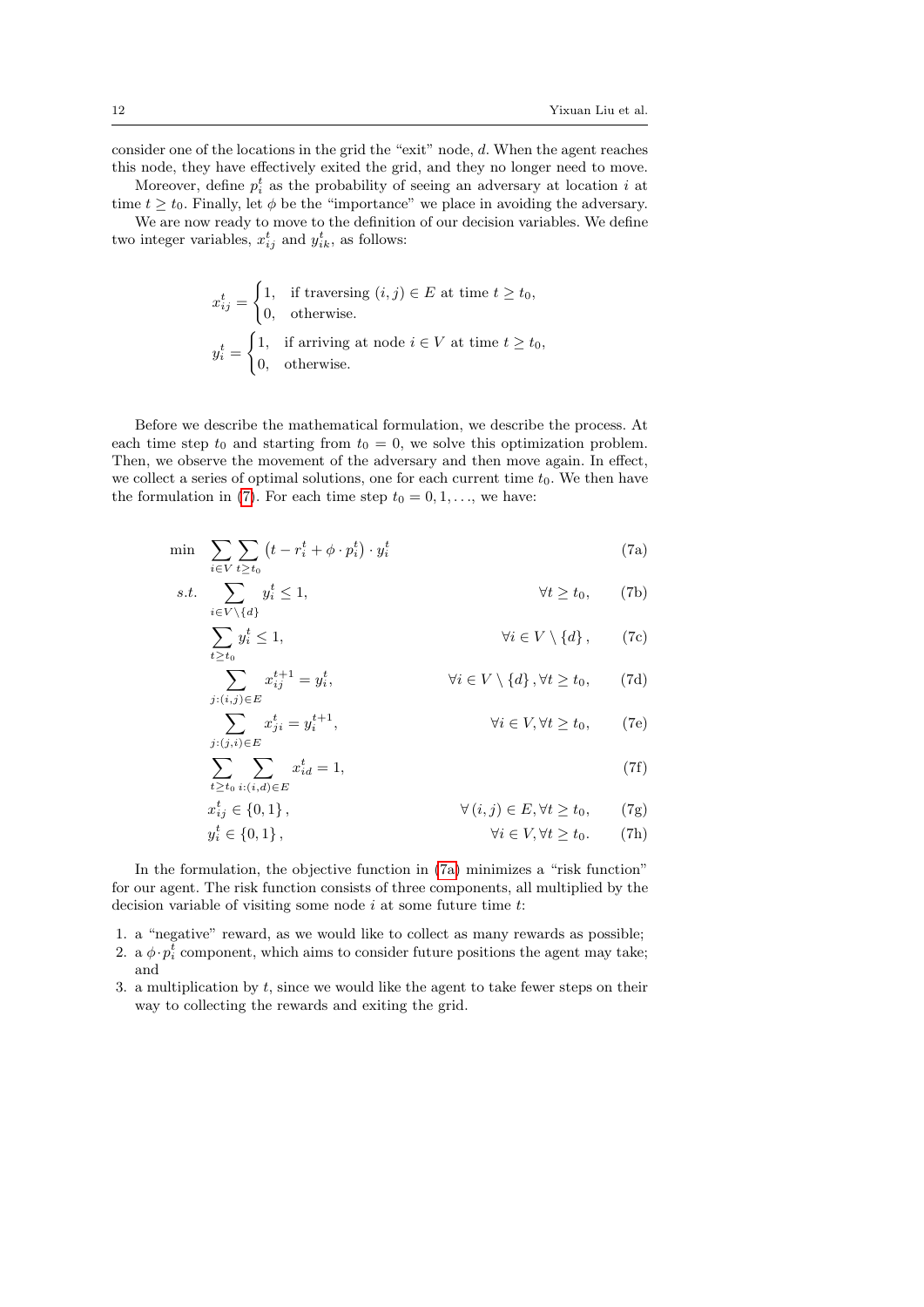consider one of the locations in the grid the "exit" node, $d$. When the agent reaches this node, they have effectively exited the grid, and they no longer need to move.

Moreover, define $p_i^t$ as the probability of seeing an adversary at location $i$ at time $t \geq t_0$. Finally, let $\phi$ be the "importance" we place in avoiding the adversary.

We are now ready to move to the definition of our decision variables. We define two integer variables, $x_{ij}^t$ and $y_{ik}^t$, as follows:

$$
x_{ij}^t = \begin{cases} 1, & \text{if traversing } (i,j) \in E \text{ at time } t \geq t_0, \\ 0, & \text{otherwise.} \end{cases}
$$

$$
y_i^t = \begin{cases} 1, & \text{if arriving at node } i \in V \text{ at time } t \geq t_0, \\ 0, & \text{otherwise.} \end{cases}
$$

Before we describe the mathematical formulation, we describe the process. At each time step $t_0$ and starting from $t_0 = 0$, we solve this optimization problem. Then, we observe the movement of the adversary and then move again. In effect, we collect a series of optimal solutions, one for each current time $t_0$. We then have the formulation in (7). For each time step $t_0 = 0, 1, \ldots$, we have:

$$
\min \quad \sum_{i \in V} \sum_{t \geq t_0} \left( t - r_i^t + \phi \cdot p_i^t \right) \cdot y_i^t \tag{7a}
$$

$$
s.t. \quad \sum_{i \in V \setminus \{d\}} y_i^t \leq 1, \qquad \forall t \geq t_0, \tag{7b}
$$

$$
\sum_{t \geq t_0} y_i^t \leq 1, \qquad \forall i \in V \setminus \{d\}, \tag{7c}
$$

$$
\sum_{j:(i,j) \in E} x_{ij}^{t+1} = y_i^t, \qquad \forall i \in V \setminus \{d\}, \forall t \geq t_0, \tag{7d}
$$

$$
\sum_{j:(j,i) \in E} x_{ji}^t = y_i^{t+1}, \qquad \forall i \in V, \forall t \geq t_0, \tag{7e}
$$

$$
\sum_{t \geq t_0} \sum_{i:(i,d) \in E} x_{id}^t = 1, \tag{7f}
$$

$$
x_{ij}^t \in \{0, 1\}, \qquad \forall (i,j) \in E, \forall t \geq t_0, \tag{7g}
$$

$$
y_i^t \in \{0, 1\}, \qquad \forall i \in V, \forall t \geq t_0. \tag{7h}
$$

In the formulation, the objective function in (7a) minimizes a "risk function" for our agent. The risk function consists of three components, all multiplied by the decision variable of visiting some node $i$ at some future time $t$:

1. a "negative" reward, as we would like to collect as many rewards as possible;
2. a $\phi \cdot p_i^t$ component, which aims to consider future positions the agent may take; and
3. a multiplication by $t$, since we would like the agent to take fewer steps on their way to collecting the rewards and exiting the grid.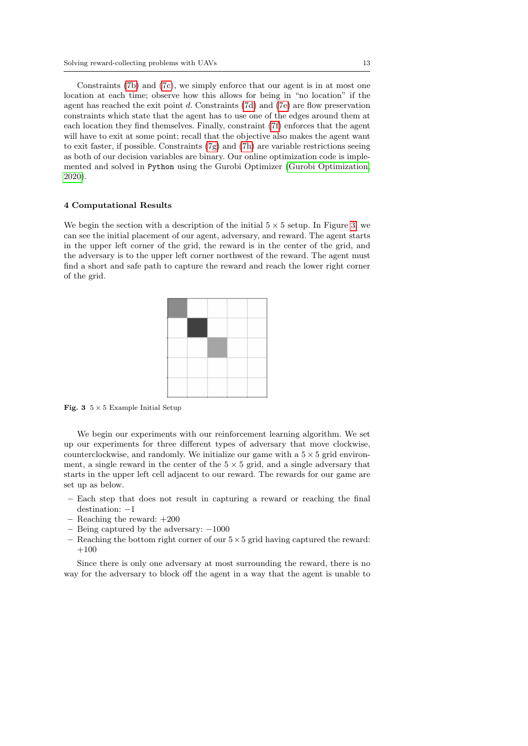Constraints (7b) and (7c), we simply enforce that our agent is in at most one location at each time; observe how this allows for being in "no location" if the agent has reached the exit point $d$. Constraints (7d) and (7e) are flow preservation constraints which state that the agent has to use one of the edges around them at each location they find themselves. Finally, constraint (7f) enforces that the agent will have to exit at some point; recall that the objective also makes the agent want to exit faster, if possible. Constraints (7g) and (7h) are variable restrictions seeing as both of our decision variables are binary. Our online optimization code is implemented and solved in `Python` using the Gurobi Optimizer (Gurobi Optimization, 2020).

## 4 Computational Results

We begin the section with a description of the initial $5 \times 5$ setup. In Figure 3, we can see the initial placement of our agent, adversary, and reward. The agent starts in the upper left corner of the grid, the reward is in the center of the grid, and the adversary is to the upper left corner northwest of the reward. The agent must find a short and safe path to capture the reward and reach the lower right corner of the grid.

**Fig. 3** $5 \times 5$ Example Initial Setup

We begin our experiments with our reinforcement learning algorithm. We set up our experiments for three different types of adversary that move clockwise, counterclockwise, and randomly. We initialize our game with a $5 \times 5$ grid environment, a single reward in the center of the $5 \times 5$ grid, and a single adversary that starts in the upper left cell adjacent to our reward. The rewards for our game are set up as below.

- Each step that does not result in capturing a reward or reaching the final destination: $-1$
- Reaching the reward: $+200$
- Being captured by the adversary: $-1000$
- Reaching the bottom right corner of our $5 \times 5$ grid having captured the reward: $+100$

Since there is only one adversary at most surrounding the reward, there is no way for the adversary to block off the agent in a way that the agent is unable to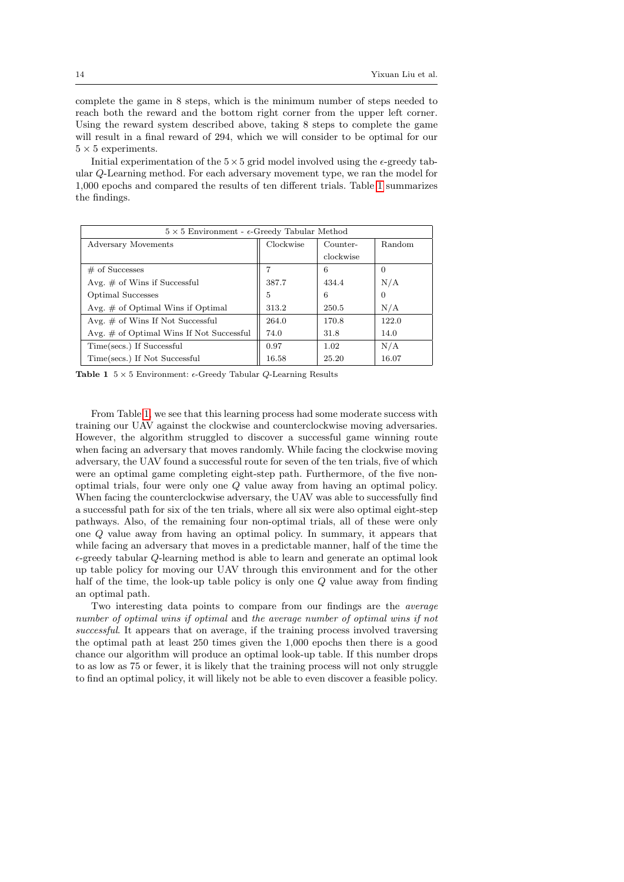complete the game in 8 steps, which is the minimum number of steps needed to reach both the reward and the bottom right corner from the upper left corner. Using the reward system described above, taking 8 steps to complete the game will result in a final reward of 294, which we will consider to be optimal for our $5 \times 5$ experiments.

Initial experimentation of the $5 \times 5$ grid model involved using the $\epsilon$-greedy tabular $Q$-Learning method. For each adversary movement type, we ran the model for 1,000 epochs and compared the results of ten different trials. Table 1 summarizes the findings.

| $5 \times 5$ Environment - $\epsilon$-Greedy Tabular Method | | | |
|---|---|---|---|
| Adversary Movements | Clockwise | Counter-clockwise | Random |
| # of Successes | 7 | 6 | 0 |
| Avg. # of Wins if Successful | 387.7 | 434.4 | N/A |
| Optimal Successes | 5 | 6 | 0 |
| Avg. # of Optimal Wins if Optimal | 313.2 | 250.5 | N/A |
| Avg. # of Wins If Not Successful | 264.0 | 170.8 | 122.0 |
| Avg. # of Optimal Wins If Not Successful | 74.0 | 31.8 | 14.0 |
| Time(secs.) If Successful | 0.97 | 1.02 | N/A |
| Time(secs.) If Not Successful | 16.58 | 25.20 | 16.07 |

**Table 1** $5 \times 5$ Environment: $\epsilon$-Greedy Tabular $Q$-Learning Results

From Table 1, we see that this learning process had some moderate success with training our UAV against the clockwise and counterclockwise moving adversaries. However, the algorithm struggled to discover a successful game winning route when facing an adversary that moves randomly. While facing the clockwise moving adversary, the UAV found a successful route for seven of the ten trials, five of which were an optimal game completing eight-step path. Furthermore, of the five non-optimal trials, four were only one $Q$ value away from having an optimal policy. When facing the counterclockwise adversary, the UAV was able to successfully find a successful path for six of the ten trials, where all six were also optimal eight-step pathways. Also, of the remaining four non-optimal trials, all of these were only one $Q$ value away from having an optimal policy. In summary, it appears that while facing an adversary that moves in a predictable manner, half of the time the $\epsilon$-greedy tabular $Q$-learning method is able to learn and generate an optimal look up table policy for moving our UAV through this environment and for the other half of the time, the look-up table policy is only one $Q$ value away from finding an optimal path.

Two interesting data points to compare from our findings are the *average number of optimal wins if optimal* and *the average number of optimal wins if not successful*. It appears that on average, if the training process involved traversing the optimal path at least 250 times given the 1,000 epochs then there is a good chance our algorithm will produce an optimal look-up table. If this number drops to as low as 75 or fewer, it is likely that the training process will not only struggle to find an optimal policy, it will likely not be able to even discover a feasible policy.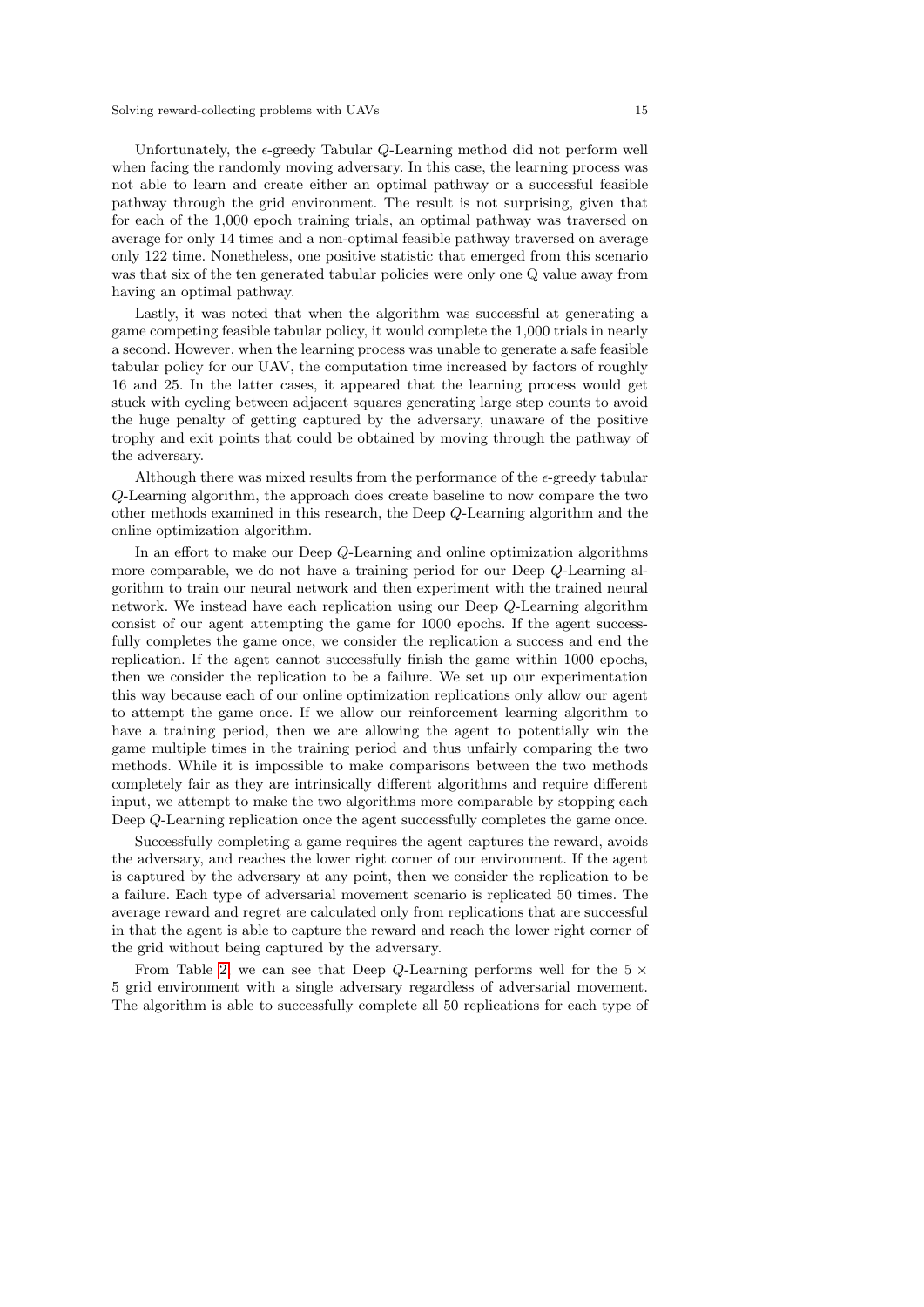Unfortunately, the $\epsilon$-greedy Tabular $Q$-Learning method did not perform well when facing the randomly moving adversary. In this case, the learning process was not able to learn and create either an optimal pathway or a successful feasible pathway through the grid environment. The result is not surprising, given that for each of the 1,000 epoch training trials, an optimal pathway was traversed on average for only 14 times and a non-optimal feasible pathway traversed on average only 122 time. Nonetheless, one positive statistic that emerged from this scenario was that six of the ten generated tabular policies were only one Q value away from having an optimal pathway.

Lastly, it was noted that when the algorithm was successful at generating a game competing feasible tabular policy, it would complete the 1,000 trials in nearly a second. However, when the learning process was unable to generate a safe feasible tabular policy for our UAV, the computation time increased by factors of roughly 16 and 25. In the latter cases, it appeared that the learning process would get stuck with cycling between adjacent squares generating large step counts to avoid the huge penalty of getting captured by the adversary, unaware of the positive trophy and exit points that could be obtained by moving through the pathway of the adversary.

Although there was mixed results from the performance of the $\epsilon$-greedy tabular $Q$-Learning algorithm, the approach does create baseline to now compare the two other methods examined in this research, the Deep $Q$-Learning algorithm and the online optimization algorithm.

In an effort to make our Deep $Q$-Learning and online optimization algorithms more comparable, we do not have a training period for our Deep $Q$-Learning algorithm to train our neural network and then experiment with the trained neural network. We instead have each replication using our Deep $Q$-Learning algorithm consist of our agent attempting the game for 1000 epochs. If the agent successfully completes the game once, we consider the replication a success and end the replication. If the agent cannot successfully finish the game within 1000 epochs, then we consider the replication to be a failure. We set up our experimentation this way because each of our online optimization replications only allow our agent to attempt the game once. If we allow our reinforcement learning algorithm to have a training period, then we are allowing the agent to potentially win the game multiple times in the training period and thus unfairly comparing the two methods. While it is impossible to make comparisons between the two methods completely fair as they are intrinsically different algorithms and require different input, we attempt to make the two algorithms more comparable by stopping each Deep $Q$-Learning replication once the agent successfully completes the game once.

Successfully completing a game requires the agent captures the reward, avoids the adversary, and reaches the lower right corner of our environment. If the agent is captured by the adversary at any point, then we consider the replication to be a failure. Each type of adversarial movement scenario is replicated 50 times. The average reward and regret are calculated only from replications that are successful in that the agent is able to capture the reward and reach the lower right corner of the grid without being captured by the adversary.

From Table 2, we can see that Deep $Q$-Learning performs well for the $5 \times 5$ grid environment with a single adversary regardless of adversarial movement. The algorithm is able to successfully complete all 50 replications for each type of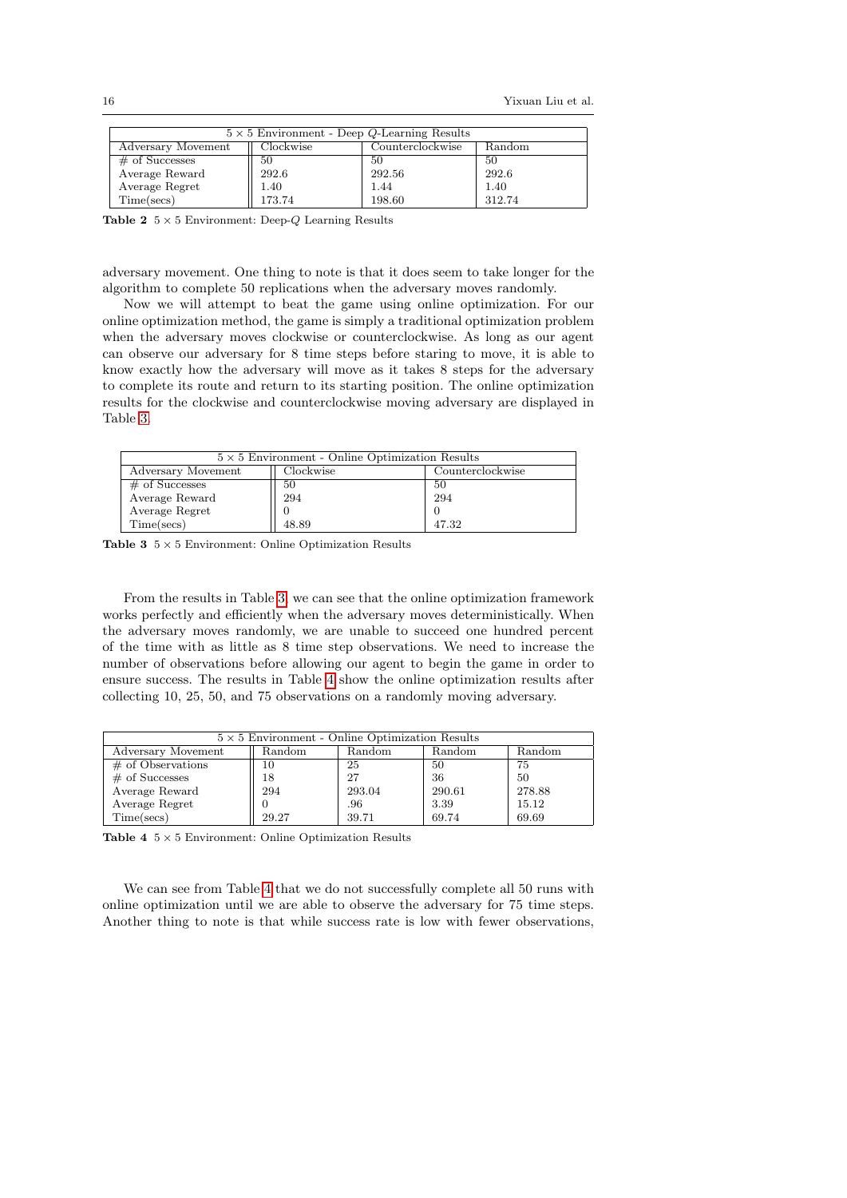| $5 \times 5$ Environment - Deep $Q$-Learning Results | | | |
|---|---|---|---|
| Adversary Movement | Clockwise | Counterclockwise | Random |
| # of Successes | 50 | 50 | 50 |
| Average Reward | 292.6 | 292.56 | 292.6 |
| Average Regret | 1.40 | 1.44 | 1.40 |
| Time(secs) | 173.74 | 198.60 | 312.74 |

**Table 2** $5 \times 5$ Environment: Deep-$Q$ Learning Results

adversary movement. One thing to note is that it does seem to take longer for the algorithm to complete 50 replications when the adversary moves randomly.

Now we will attempt to beat the game using online optimization. For our online optimization method, the game is simply a traditional optimization problem when the adversary moves clockwise or counterclockwise. As long as our agent can observe our adversary for 8 time steps before staring to move, it is able to know exactly how the adversary will move as it takes 8 steps for the adversary to complete its route and return to its starting position. The online optimization results for the clockwise and counterclockwise moving adversary are displayed in Table 3.

| $5 \times 5$ Environment - Online Optimization Results | | |
|---|---|---|
| Adversary Movement | Clockwise | Counterclockwise |
| # of Successes | 50 | 50 |
| Average Reward | 294 | 294 |
| Average Regret | 0 | 0 |
| Time(secs) | 48.89 | 47.32 |

**Table 3** $5 \times 5$ Environment: Online Optimization Results

From the results in Table 3, we can see that the online optimization framework works perfectly and efficiently when the adversary moves deterministically. When the adversary moves randomly, we are unable to succeed one hundred percent of the time with as little as 8 time step observations. We need to increase the number of observations before allowing our agent to begin the game in order to ensure success. The results in Table 4 show the online optimization results after collecting 10, 25, 50, and 75 observations on a randomly moving adversary.

| $5 \times 5$ Environment - Online Optimization Results | | | | |
|---|---|---|---|---|
| Adversary Movement | Random | Random | Random | Random |
| # of Observations | 10 | 25 | 50 | 75 |
| # of Successes | 18 | 27 | 36 | 50 |
| Average Reward | 294 | 293.04 | 290.61 | 278.88 |
| Average Regret | 0 | .96 | 3.39 | 15.12 |
| Time(secs) | 29.27 | 39.71 | 69.74 | 69.69 |

**Table 4** $5 \times 5$ Environment: Online Optimization Results

We can see from Table 4 that we do not successfully complete all 50 runs with online optimization until we are able to observe the adversary for 75 time steps. Another thing to note is that while success rate is low with fewer observations,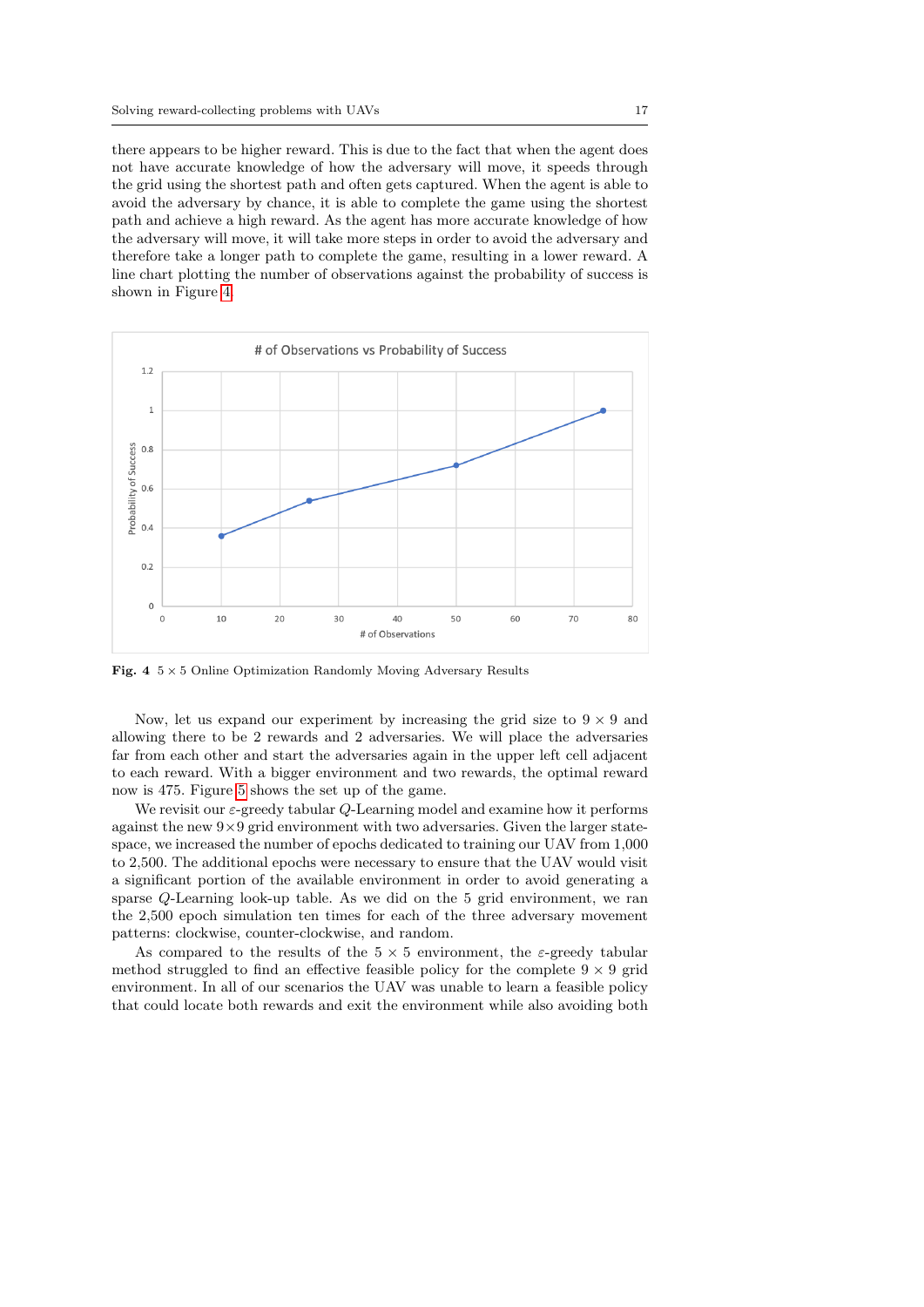there appears to be higher reward. This is due to the fact that when the agent does not have accurate knowledge of how the adversary will move, it speeds through the grid using the shortest path and often gets captured. When the agent is able to avoid the adversary by chance, it is able to complete the game using the shortest path and achieve a high reward. As the agent has more accurate knowledge of how the adversary will move, it will take more steps in order to avoid the adversary and therefore take a longer path to complete the game, resulting in a lower reward. A line chart plotting the number of observations against the probability of success is shown in Figure 4.

**Fig. 4** $5 \times 5$ Online Optimization Randomly Moving Adversary Results

Now, let us expand our experiment by increasing the grid size to $9 \times 9$ and allowing there to be 2 rewards and 2 adversaries. We will place the adversaries far from each other and start the adversaries again in the upper left cell adjacent to each reward. With a bigger environment and two rewards, the optimal reward now is 475. Figure 5 shows the set up of the game.

We revisit our $\varepsilon$-greedy tabular $Q$-Learning model and examine how it performs against the new $9 \times 9$ grid environment with two adversaries. Given the larger state-space, we increased the number of epochs dedicated to training our UAV from 1,000 to 2,500. The additional epochs were necessary to ensure that the UAV would visit a significant portion of the available environment in order to avoid generating a sparse $Q$-Learning look-up table. As we did on the 5 grid environment, we ran the 2,500 epoch simulation ten times for each of the three adversary movement patterns: clockwise, counter-clockwise, and random.

As compared to the results of the $5 \times 5$ environment, the $\varepsilon$-greedy tabular method struggled to find an effective feasible policy for the complete $9 \times 9$ grid environment. In all of our scenarios the UAV was unable to learn a feasible policy that could locate both rewards and exit the environment while also avoiding both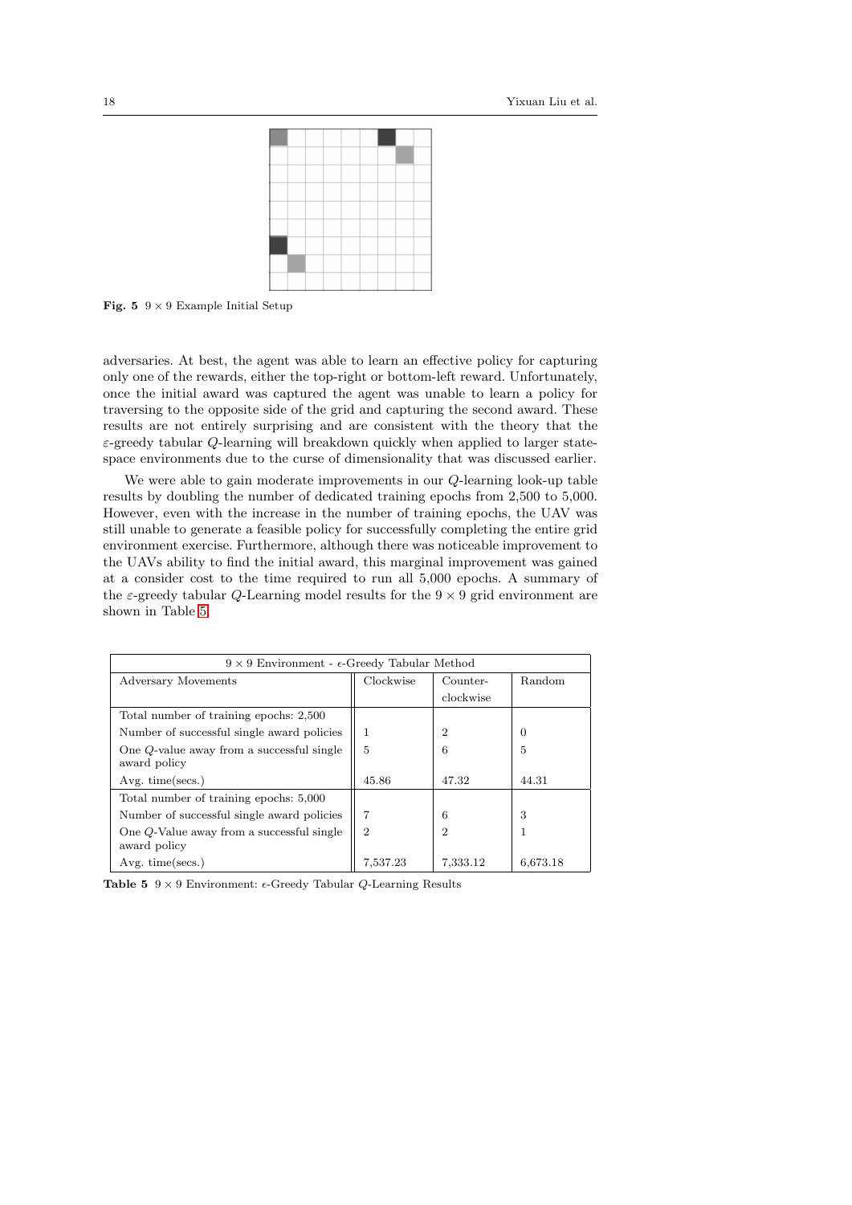Fig. 5 $9 \times 9$ Example Initial Setup

adversaries. At best, the agent was able to learn an effective policy for capturing only one of the rewards, either the top-right or bottom-left reward. Unfortunately, once the initial award was captured the agent was unable to learn a policy for traversing to the opposite side of the grid and capturing the second award. These results are not entirely surprising and are consistent with the theory that the $\varepsilon$-greedy tabular $Q$-learning will breakdown quickly when applied to larger state-space environments due to the curse of dimensionality that was discussed earlier.

We were able to gain moderate improvements in our $Q$-learning look-up table results by doubling the number of dedicated training epochs from 2,500 to 5,000. However, even with the increase in the number of training epochs, the UAV was still unable to generate a feasible policy for successfully completing the entire grid environment exercise. Furthermore, although there was noticeable improvement to the UAVs ability to find the initial award, this marginal improvement was gained at a consider cost to the time required to run all 5,000 epochs. A summary of the $\varepsilon$-greedy tabular $Q$-Learning model results for the $9 \times 9$ grid environment are shown in Table 5.

| $9 \times 9$ Environment - $\epsilon$-Greedy Tabular Method | | | |
|---|---|---|---|
| Adversary Movements | Clockwise | Counter-clockwise | Random |
| Total number of training epochs: 2,500 | | | |
| Number of successful single award policies | 1 | 2 | 0 |
| One $Q$-value away from a successful single award policy | 5 | 6 | 5 |
| Avg. time(secs.) | 45.86 | 47.32 | 44.31 |
| Total number of training epochs: 5,000 | | | |
| Number of successful single award policies | 7 | 6 | 3 |
| One $Q$-Value away from a successful single award policy | 2 | 2 | 1 |
| Avg. time(secs.) | 7,537.23 | 7,333.12 | 6,673.18 |

Table 5 $9 \times 9$ Environment: $\epsilon$-Greedy Tabular $Q$-Learning Results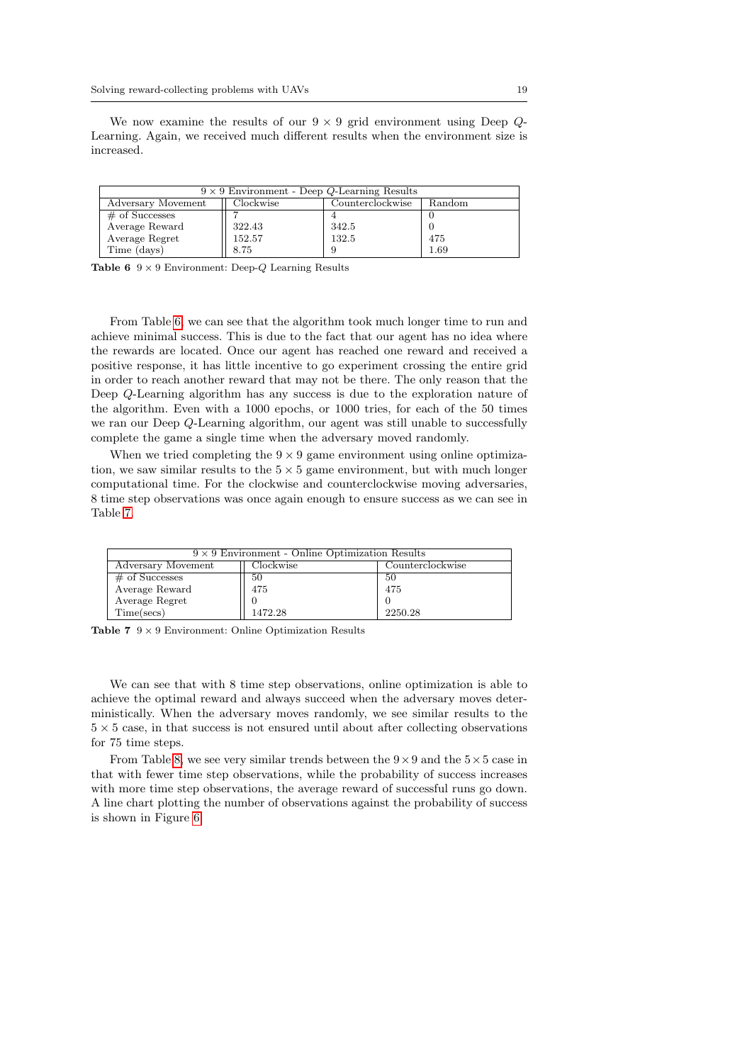We now examine the results of our $9 \times 9$ grid environment using Deep $Q$-Learning. Again, we received much different results when the environment size is increased.

| $9 \times 9$ Environment - Deep $Q$-Learning Results | | | |
|---|---|---|---|
| Adversary Movement | Clockwise | Counterclockwise | Random |
| # of Successes | 7 | 4 | 0 |
| Average Reward | 322.43 | 342.5 | 0 |
| Average Regret | 152.57 | 132.5 | 475 |
| Time (days) | 8.75 | 9 | 1.69 |

**Table 6** $9 \times 9$ Environment: Deep-$Q$ Learning Results

From Table 6, we can see that the algorithm took much longer time to run and achieve minimal success. This is due to the fact that our agent has no idea where the rewards are located. Once our agent has reached one reward and received a positive response, it has little incentive to go experiment crossing the entire grid in order to reach another reward that may not be there. The only reason that the Deep $Q$-Learning algorithm has any success is due to the exploration nature of the algorithm. Even with a 1000 epochs, or 1000 tries, for each of the 50 times we ran our Deep $Q$-Learning algorithm, our agent was still unable to successfully complete the game a single time when the adversary moved randomly.

When we tried completing the $9 \times 9$ game environment using online optimization, we saw similar results to the $5 \times 5$ game environment, but with much longer computational time. For the clockwise and counterclockwise moving adversaries, 8 time step observations was once again enough to ensure success as we can see in Table 7.

| $9 \times 9$ Environment - Online Optimization Results | | |
|---|---|---|
| Adversary Movement | Clockwise | Counterclockwise |
| # of Successes | 50 | 50 |
| Average Reward | 475 | 475 |
| Average Regret | 0 | 0 |
| Time(secs) | 1472.28 | 2250.28 |

**Table 7** $9 \times 9$ Environment: Online Optimization Results

We can see that with 8 time step observations, online optimization is able to achieve the optimal reward and always succeed when the adversary moves deterministically. When the adversary moves randomly, we see similar results to the $5 \times 5$ case, in that success is not ensured until about after collecting observations for 75 time steps.

From Table 8, we see very similar trends between the $9 \times 9$ and the $5 \times 5$ case in that with fewer time step observations, while the probability of success increases with more time step observations, the average reward of successful runs go down. A line chart plotting the number of observations against the probability of success is shown in Figure 6.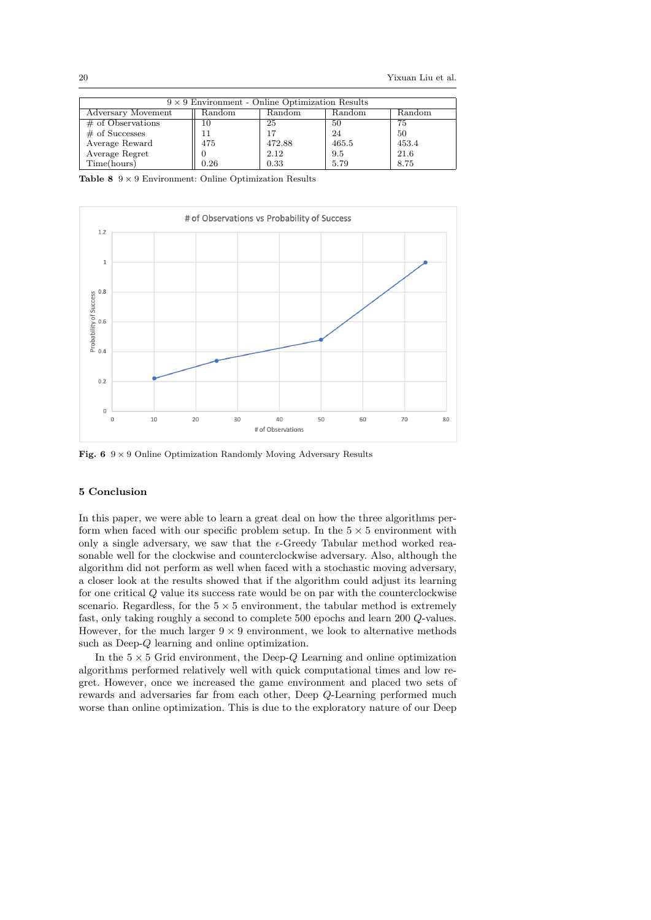| $9 \times 9$ Environment - Online Optimization Results | | | | |
|---|---|---|---|---|
| Adversary Movement | Random | Random | Random | Random |
| # of Observations | 10 | 25 | 50 | 75 |
| # of Successes | 11 | 17 | 24 | 50 |
| Average Reward | 475 | 472.88 | 465.5 | 453.4 |
| Average Regret | 0 | 2.12 | 9.5 | 21.6 |
| Time(hours) | 0.26 | 0.33 | 5.79 | 8.75 |

**Table 8** $9 \times 9$ Environment: Online Optimization Results

**Fig. 6** $9 \times 9$ Online Optimization Randomly Moving Adversary Results

## 5 Conclusion

In this paper, we were able to learn a great deal on how the three algorithms perform when faced with our specific problem setup. In the $5 \times 5$ environment with only a single adversary, we saw that the $\epsilon$-Greedy Tabular method worked reasonable well for the clockwise and counterclockwise adversary. Also, although the algorithm did not perform as well when faced with a stochastic moving adversary, a closer look at the results showed that if the algorithm could adjust its learning for one critical $Q$ value its success rate would be on par with the counterclockwise scenario. Regardless, for the $5 \times 5$ environment, the tabular method is extremely fast, only taking roughly a second to complete 500 epochs and learn 200 $Q$-values. However, for the much larger $9 \times 9$ environment, we look to alternative methods such as Deep-$Q$ learning and online optimization.

In the $5 \times 5$ Grid environment, the Deep-$Q$ Learning and online optimization algorithms performed relatively well with quick computational times and low regret. However, once we increased the game environment and placed two sets of rewards and adversaries far from each other, Deep $Q$-Learning performed much worse than online optimization. This is due to the exploratory nature of our Deep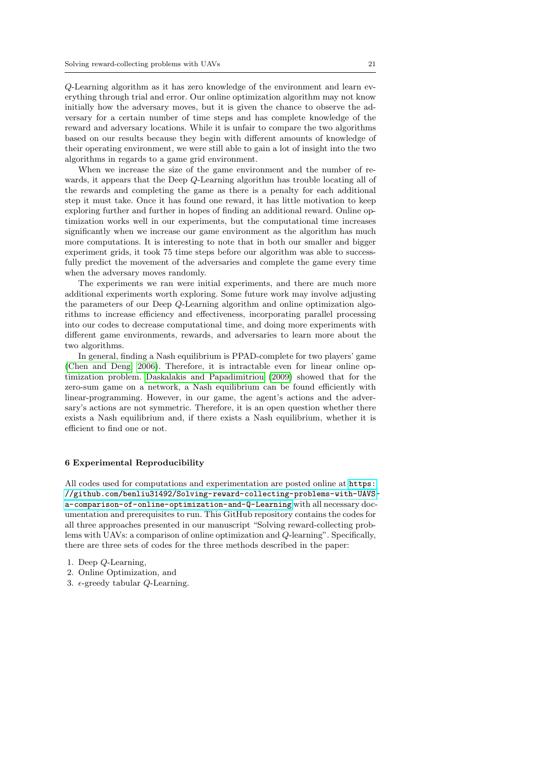$Q$-Learning algorithm as it has zero knowledge of the environment and learn everything through trial and error. Our online optimization algorithm may not know initially how the adversary moves, but it is given the chance to observe the adversary for a certain number of time steps and has complete knowledge of the reward and adversary locations. While it is unfair to compare the two algorithms based on our results because they begin with different amounts of knowledge of their operating environment, we were still able to gain a lot of insight into the two algorithms in regards to a game grid environment.

When we increase the size of the game environment and the number of rewards, it appears that the Deep $Q$-Learning algorithm has trouble locating all of the rewards and completing the game as there is a penalty for each additional step it must take. Once it has found one reward, it has little motivation to keep exploring further and further in hopes of finding an additional reward. Online optimization works well in our experiments, but the computational time increases significantly when we increase our game environment as the algorithm has much more computations. It is interesting to note that in both our smaller and bigger experiment grids, it took 75 time steps before our algorithm was able to successfully predict the movement of the adversaries and complete the game every time when the adversary moves randomly.

The experiments we ran were initial experiments, and there are much more additional experiments worth exploring. Some future work may involve adjusting the parameters of our Deep $Q$-Learning algorithm and online optimization algorithms to increase efficiency and effectiveness, incorporating parallel processing into our codes to decrease computational time, and doing more experiments with different game environments, rewards, and adversaries to learn more about the two algorithms.

In general, finding a Nash equilibrium is PPAD-complete for two players' game (Chen and Deng 2006). Therefore, it is intractable even for linear online optimization problem. Daskalakis and Papadimitriou (2009) showed that for the zero-sum game on a network, a Nash equilibrium can be found efficiently with linear-programming. However, in our game, the agent's actions and the adversary's actions are not symmetric. Therefore, it is an open question whether there exists a Nash equilibrium and, if there exists a Nash equilibrium, whether it is efficient to find one or not.

## 6 Experimental Reproducibility

All codes used for computations and experimentation are posted online at https://github.com/benliu31492/Solving-reward-collecting-problems-with-UAVS-a-comparison-of-online-optimization-and-Q-Learning with all necessary documentation and prerequisites to run. This GitHub repository contains the codes for all three approaches presented in our manuscript "Solving reward-collecting problems with UAVs: a comparison of online optimization and $Q$-learning". Specifically, there are three sets of codes for the three methods described in the paper:

1. Deep $Q$-Learning,
2. Online Optimization, and
3. $\epsilon$-greedy tabular $Q$-Learning.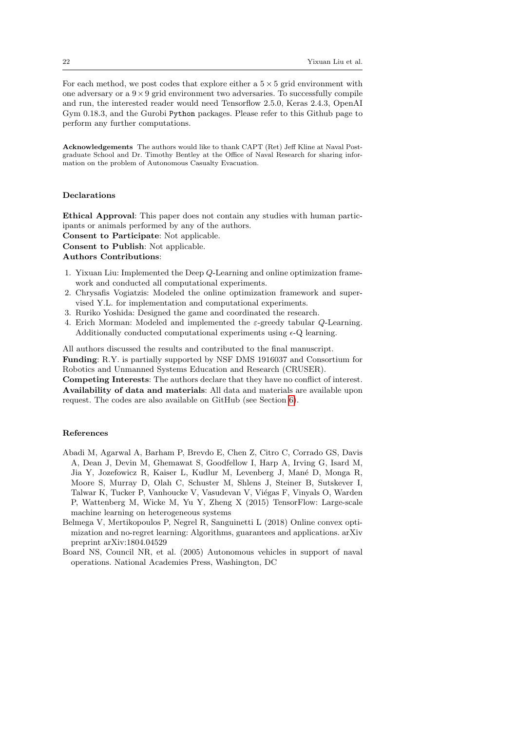For each method, we post codes that explore either a $5 \times 5$ grid environment with one adversary or a $9 \times 9$ grid environment two adversaries. To successfully compile and run, the interested reader would need Tensorflow 2.5.0, Keras 2.4.3, OpenAI Gym 0.18.3, and the Gurobi `Python` packages. Please refer to this Github page to perform any further computations.

**Acknowledgements** The authors would like to thank CAPT (Ret) Jeff Kline at Naval Postgraduate School and Dr. Timothy Bentley at the Office of Naval Research for sharing information on the problem of Autonomous Casualty Evacuation.

## Declarations

**Ethical Approval**: This paper does not contain any studies with human participants or animals performed by any of the authors.
**Consent to Participate**: Not applicable.
**Consent to Publish**: Not applicable.
**Authors Contributions**:

1. Yixuan Liu: Implemented the Deep $Q$-Learning and online optimization framework and conducted all computational experiments.
2. Chrysafis Vogiatzis: Modeled the online optimization framework and supervised Y.L. for implementation and computational experiments.
3. Ruriko Yoshida: Designed the game and coordinated the research.
4. Erich Morman: Modeled and implemented the $\varepsilon$-greedy tabular $Q$-Learning. Additionally conducted computational experiments using $\epsilon$-Q learning.

All authors discussed the results and contributed to the final manuscript.
**Funding**: R.Y. is partially supported by NSF DMS 1916037 and Consortium for Robotics and Unmanned Systems Education and Research (CRUSER).
**Competing Interests**: The authors declare that they have no conflict of interest.
**Availability of data and materials**: All data and materials are available upon request. The codes are also available on GitHub (see Section 6).

## References

Abadi M, Agarwal A, Barham P, Brevdo E, Chen Z, Citro C, Corrado GS, Davis A, Dean J, Devin M, Ghemawat S, Goodfellow I, Harp A, Irving G, Isard M, Jia Y, Jozefowicz R, Kaiser L, Kudlur M, Levenberg J, Mané D, Monga R, Moore S, Murray D, Olah C, Schuster M, Shlens J, Steiner B, Sutskever I, Talwar K, Tucker P, Vanhoucke V, Vasudevan V, Viégas F, Vinyals O, Warden P, Wattenberg M, Wicke M, Yu Y, Zheng X (2015) TensorFlow: Large-scale machine learning on heterogeneous systems

Belmega V, Mertikopoulos P, Negrel R, Sanguinetti L (2018) Online convex optimization and no-regret learning: Algorithms, guarantees and applications. arXiv preprint arXiv:1804.04529

Board NS, Council NR, et al. (2005) Autonomous vehicles in support of naval operations. National Academies Press, Washington, DC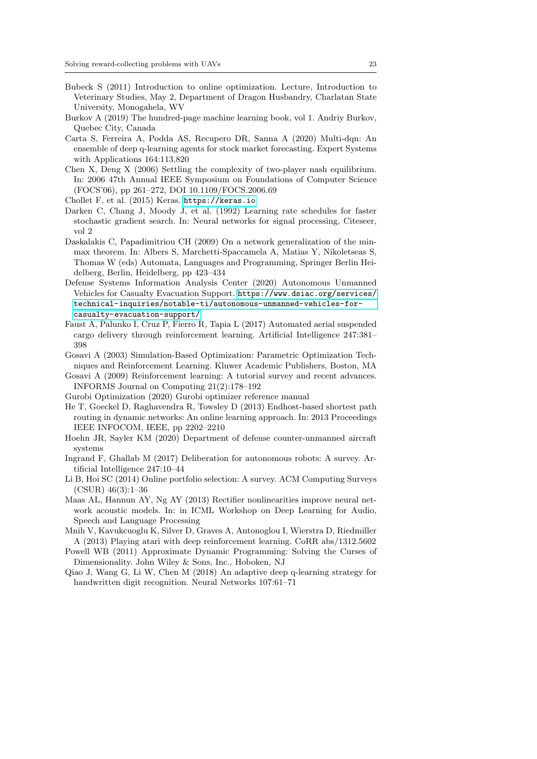Bubeck S (2011) Introduction to online optimization. Lecture, Introduction to Veterinary Studies, May 2, Department of Dragon Husbandry, Charlatan State University, Monogahela, WV

Burkov A (2019) The hundred-page machine learning book, vol 1. Andriy Burkov, Quebec City, Canada

Carta S, Ferreira A, Podda AS, Recupero DR, Sanna A (2020) Multi-dqn: An ensemble of deep q-learning agents for stock market forecasting. Expert Systems with Applications 164:113,820

Chen X, Deng X (2006) Settling the complexity of two-player nash equilibrium. In: 2006 47th Annual IEEE Symposium on Foundations of Computer Science (FOCS'06), pp 261–272, DOI 10.1109/FOCS.2006.69

Chollet F, et al. (2015) Keras. https://keras.io

Darken C, Chang J, Moody J, et al. (1992) Learning rate schedules for faster stochastic gradient search. In: Neural networks for signal processing, Citeseer, vol 2

Daskalakis C, Papadimitriou CH (2009) On a network generalization of the minmax theorem. In: Albers S, Marchetti-Spaccamela A, Matias Y, Nikoletseas S, Thomas W (eds) Automata, Languages and Programming, Springer Berlin Heidelberg, Berlin, Heidelberg, pp 423–434

Defense Systems Information Analysis Center (2020) Autonomous Unmanned Vehicles for Casualty Evacuation Support. https://www.dsiac.org/services/technical-inquiries/notable-ti/autonomous-unmanned-vehicles-for-casualty-evacuation-support/

Faust A, Palunko I, Cruz P, Fierro R, Tapia L (2017) Automated aerial suspended cargo delivery through reinforcement learning. Artificial Intelligence 247:381–398

Gosavi A (2003) Simulation-Based Optimization: Parametric Optimization Techniques and Reinforcement Learning. Kluwer Academic Publishers, Boston, MA

Gosavi A (2009) Reinforcement learning: A tutorial survey and recent advances. INFORMS Journal on Computing 21(2):178–192

Gurobi Optimization (2020) Gurobi optimizer reference manual

He T, Goeckel D, Raghavendra R, Towsley D (2013) Endhost-based shortest path routing in dynamic networks: An online learning approach. In: 2013 Proceedings IEEE INFOCOM, IEEE, pp 2202–2210

Hoehn JR, Sayler KM (2020) Department of defense counter-unmanned aircraft systems

Ingrand F, Ghallab M (2017) Deliberation for autonomous robots: A survey. Artificial Intelligence 247:10–44

Li B, Hoi SC (2014) Online portfolio selection: A survey. ACM Computing Surveys (CSUR) 46(3):1–36

Maas AL, Hannun AY, Ng AY (2013) Rectifier nonlinearities improve neural network acoustic models. In: in ICML Workshop on Deep Learning for Audio, Speech and Language Processing

Mnih V, Kavukcuoglu K, Silver D, Graves A, Antonoglou I, Wierstra D, Riedmiller A (2013) Playing atari with deep reinforcement learning. CoRR abs/1312.5602

Powell WB (2011) Approximate Dynamic Programming: Solving the Curses of Dimensionality. John Wiley & Sons, Inc., Hoboken, NJ

Qiao J, Wang G, Li W, Chen M (2018) An adaptive deep q-learning strategy for handwritten digit recognition. Neural Networks 107:61–71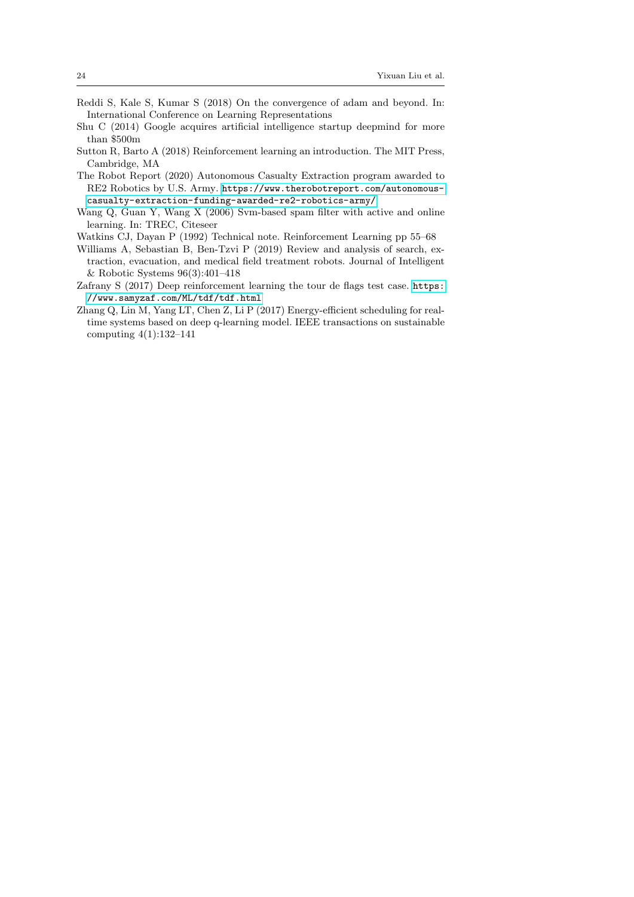Reddi S, Kale S, Kumar S (2018) On the convergence of adam and beyond. In: International Conference on Learning Representations

Shu C (2014) Google acquires artificial intelligence startup deepmind for more than $500m

Sutton R, Barto A (2018) Reinforcement learning an introduction. The MIT Press, Cambridge, MA

The Robot Report (2020) Autonomous Casualty Extraction program awarded to RE2 Robotics by U.S. Army. https://www.therobotreport.com/autonomous-casualty-extraction-funding-awarded-re2-robotics-army/

Wang Q, Guan Y, Wang X (2006) Svm-based spam filter with active and online learning. In: TREC, Citeseer

Watkins CJ, Dayan P (1992) Technical note. Reinforcement Learning pp 55–68

Williams A, Sebastian B, Ben-Tzvi P (2019) Review and analysis of search, extraction, evacuation, and medical field treatment robots. Journal of Intelligent & Robotic Systems 96(3):401–418

Zafrany S (2017) Deep reinforcement learning the tour de flags test case. https://www.samyzaf.com/ML/tdf/tdf.html

Zhang Q, Lin M, Yang LT, Chen Z, Li P (2017) Energy-efficient scheduling for real-time systems based on deep q-learning model. IEEE transactions on sustainable computing 4(1):132–141